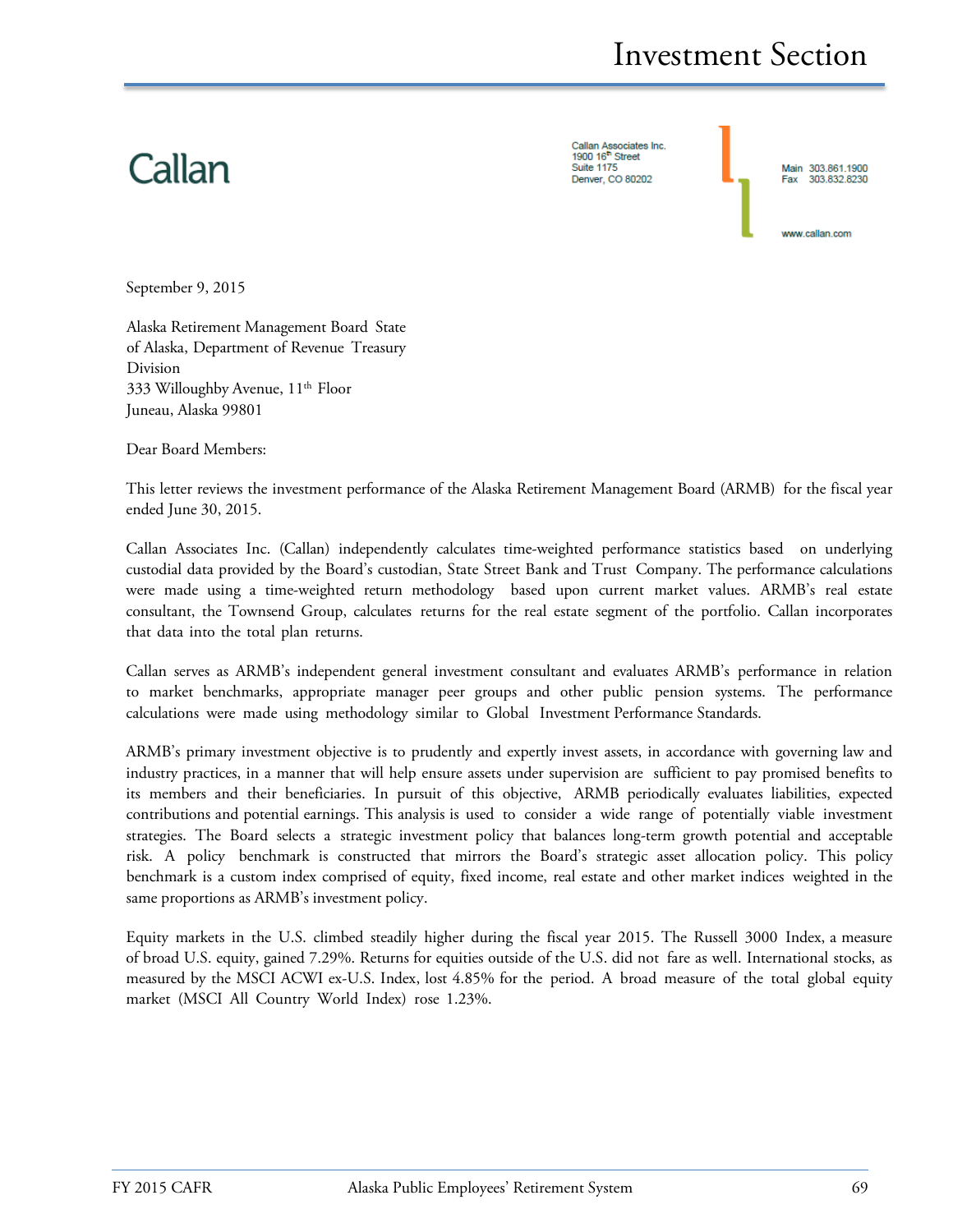Callan

Callan Associates Inc.
1900 16th Street
Suite 1175
Denver, CO 80202

Main 303.861.1900
Fax 303.832.8230

www.callan.com

September 9, 2015

Alaska Retirement Management Board State of Alaska, Department of Revenue Treasury Division
333 Willoughby Avenue, 11th Floor
Juneau, Alaska 99801

Dear Board Members:

This letter reviews the investment performance of the Alaska Retirement Management Board (ARMB) for the fiscal year ended June 30, 2015.

Callan Associates Inc. (Callan) independently calculates time-weighted performance statistics based on underlying custodial data provided by the Board's custodian, State Street Bank and Trust Company. The performance calculations were made using a time-weighted return methodology based upon current market values. ARMB's real estate consultant, the Townsend Group, calculates returns for the real estate segment of the portfolio. Callan incorporates that data into the total plan returns.

Callan serves as ARMB's independent general investment consultant and evaluates ARMB's performance in relation to market benchmarks, appropriate manager peer groups and other public pension systems. The performance calculations were made using methodology similar to Global Investment Performance Standards.

ARMB's primary investment objective is to prudently and expertly invest assets, in accordance with governing law and industry practices, in a manner that will help ensure assets under supervision are sufficient to pay promised benefits to its members and their beneficiaries. In pursuit of this objective, ARMB periodically evaluates liabilities, expected contributions and potential earnings. This analysis is used to consider a wide range of potentially viable investment strategies. The Board selects a strategic investment policy that balances long-term growth potential and acceptable risk. A policy benchmark is constructed that mirrors the Board's strategic asset allocation policy. This policy benchmark is a custom index comprised of equity, fixed income, real estate and other market indices weighted in the same proportions as ARMB's investment policy.

Equity markets in the U.S. climbed steadily higher during the fiscal year 2015. The Russell 3000 Index, a measure of broad U.S. equity, gained 7.29%. Returns for equities outside of the U.S. did not fare as well. International stocks, as measured by the MSCI ACWI ex-U.S. Index, lost 4.85% for the period. A broad measure of the total global equity market (MSCI All Country World Index) rose 1.23%.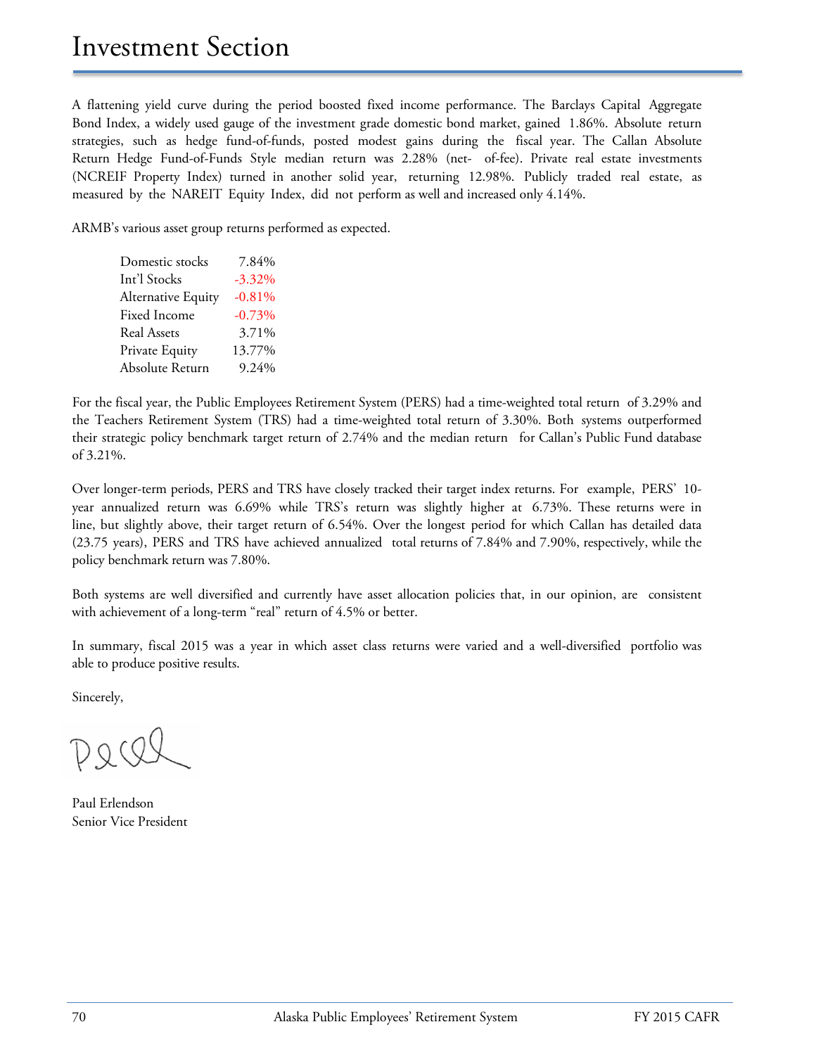A flattening yield curve during the period boosted fixed income performance. The Barclays Capital Aggregate Bond Index, a widely used gauge of the investment grade domestic bond market, gained 1.86%. Absolute return strategies, such as hedge fund-of-funds, posted modest gains during the fiscal year. The Callan Absolute Return Hedge Fund-of-Funds Style median return was 2.28% (net- of-fee). Private real estate investments (NCREIF Property Index) turned in another solid year, returning 12.98%. Publicly traded real estate, as measured by the NAREIT Equity Index, did not perform as well and increased only 4.14%.

ARMB's various asset group returns performed as expected.

| | |
|---|---|
| Domestic stocks | 7.84% |
| Int'l Stocks | -3.32% |
| Alternative Equity | -0.81% |
| Fixed Income | -0.73% |
| Real Assets | 3.71% |
| Private Equity | 13.77% |
| Absolute Return | 9.24% |

For the fiscal year, the Public Employees Retirement System (PERS) had a time-weighted total return of 3.29% and the Teachers Retirement System (TRS) had a time-weighted total return of 3.30%. Both systems outperformed their strategic policy benchmark target return of 2.74% and the median return for Callan's Public Fund database of 3.21%.

Over longer-term periods, PERS and TRS have closely tracked their target index returns. For example, PERS' 10-year annualized return was 6.69% while TRS's return was slightly higher at 6.73%. These returns were in line, but slightly above, their target return of 6.54%. Over the longest period for which Callan has detailed data (23.75 years), PERS and TRS have achieved annualized total returns of 7.84% and 7.90%, respectively, while the policy benchmark return was 7.80%.

Both systems are well diversified and currently have asset allocation policies that, in our opinion, are consistent with achievement of a long-term "real" return of 4.5% or better.

In summary, fiscal 2015 was a year in which asset class returns were varied and a well-diversified portfolio was able to produce positive results.

Sincerely,

Paul Erlendson
Senior Vice President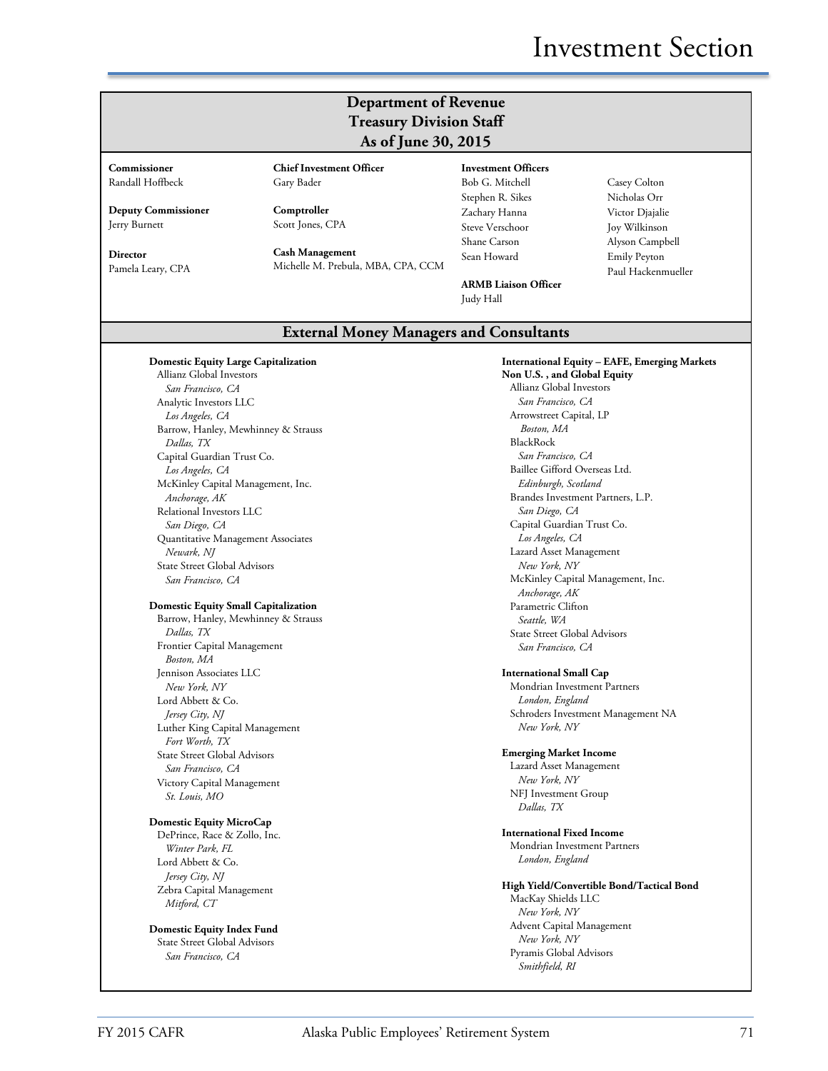# Department of Revenue
## Treasury Division Staff
## As of June 30, 2015

**Commissioner**
Randall Hoffbeck

**Deputy Commissioner**
Jerry Burnett

**Director**
Pamela Leary, CPA

**Chief Investment Officer**
Gary Bader

**Comptroller**
Scott Jones, CPA

**Cash Management**
Michelle M. Prebula, MBA, CPA, CCM

**Investment Officers**
Bob G. Mitchell
Stephen R. Sikes
Zachary Hanna
Steve Verschoor
Shane Carson
Sean Howard
Casey Colton
Nicholas Orr
Victor Djajalie
Joy Wilkinson
Alyson Campbell
Emily Peyton
Paul Hackenmueller

**ARMB Liaison Officer**
Judy Hall

## External Money Managers and Consultants

**Domestic Equity Large Capitalization**
Allianz Global Investors
*San Francisco, CA*
Analytic Investors LLC
*Los Angeles, CA*
Barrow, Hanley, Mewhinney & Strauss
*Dallas, TX*
Capital Guardian Trust Co.
*Los Angeles, CA*
McKinley Capital Management, Inc.
*Anchorage, AK*
Relational Investors LLC
*San Diego, CA*
Quantitative Management Associates
*Newark, NJ*
State Street Global Advisors
*San Francisco, CA*

**Domestic Equity Small Capitalization**
Barrow, Hanley, Mewhinney & Strauss
*Dallas, TX*
Frontier Capital Management
*Boston, MA*
Jennison Associates LLC
*New York, NY*
Lord Abbett & Co.
*Jersey City, NJ*
Luther King Capital Management
*Fort Worth, TX*
State Street Global Advisors
*San Francisco, CA*
Victory Capital Management
*St. Louis, MO*

**Domestic Equity MicroCap**
DePrince, Race & Zollo, Inc.
*Winter Park, FL*
Lord Abbett & Co.
*Jersey City, NJ*
Zebra Capital Management
*Mitford, CT*

**Domestic Equity Index Fund**
State Street Global Advisors
*San Francisco, CA*

**International Equity – EAFE, Emerging Markets Non U.S. , and Global Equity**
Allianz Global Investors
*San Francisco, CA*
Arrowstreet Capital, LP
*Boston, MA*
BlackRock
*San Francisco, CA*
Baillee Gifford Overseas Ltd.
*Edinburgh, Scotland*
Brandes Investment Partners, L.P.
*San Diego, CA*
Capital Guardian Trust Co.
*Los Angeles, CA*
Lazard Asset Management
*New York, NY*
McKinley Capital Management, Inc.
*Anchorage, AK*
Parametric Clifton
*Seattle, WA*
State Street Global Advisors
*San Francisco, CA*

**International Small Cap**
Mondrian Investment Partners
*London, England*
Schroders Investment Management NA
*New York, NY*

**Emerging Market Income**
Lazard Asset Management
*New York, NY*
NFJ Investment Group
*Dallas, TX*

**International Fixed Income**
Mondrian Investment Partners
*London, England*

**High Yield/Convertible Bond/Tactical Bond**
MacKay Shields LLC
*New York, NY*
Advent Capital Management
*New York, NY*
Pyramis Global Advisors
*Smithfield, RI*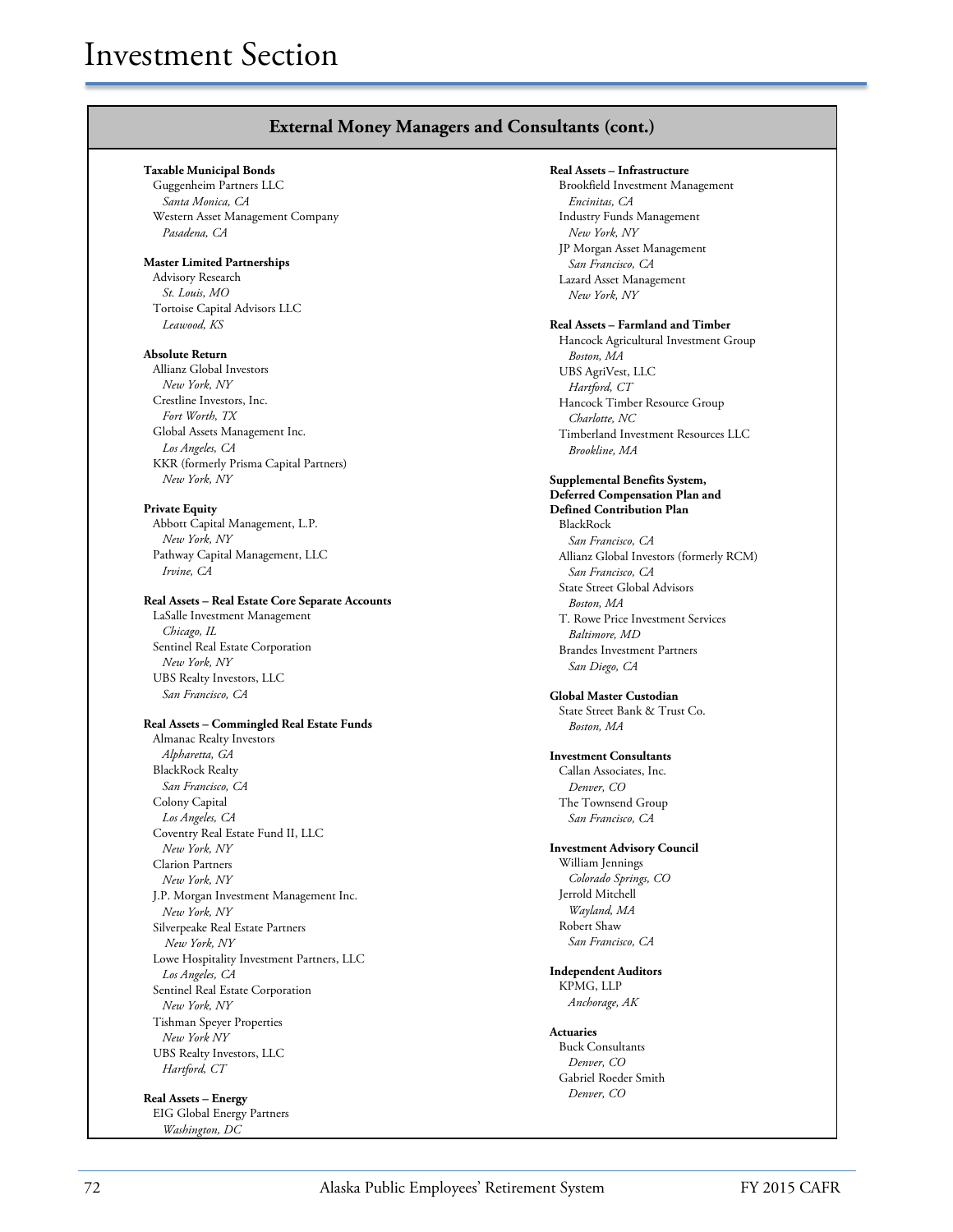# Investment Section

## External Money Managers and Consultants (cont.)

**Taxable Municipal Bonds**
Guggenheim Partners LLC
*Santa Monica, CA*
Western Asset Management Company
*Pasadena, CA*

**Master Limited Partnerships**
Advisory Research
*St. Louis, MO*
Tortoise Capital Advisors LLC
*Leawood, KS*

**Absolute Return**
Allianz Global Investors
*New York, NY*
Crestline Investors, Inc.
*Fort Worth, TX*
Global Assets Management Inc.
*Los Angeles, CA*
KKR (formerly Prisma Capital Partners)
*New York, NY*

**Private Equity**
Abbott Capital Management, L.P.
*New York, NY*
Pathway Capital Management, LLC
*Irvine, CA*

**Real Assets – Real Estate Core Separate Accounts**
LaSalle Investment Management
*Chicago, IL*
Sentinel Real Estate Corporation
*New York, NY*
UBS Realty Investors, LLC
*San Francisco, CA*

**Real Assets – Commingled Real Estate Funds**
Almanac Realty Investors
*Alpharetta, GA*
BlackRock Realty
*San Francisco, CA*
Colony Capital
*Los Angeles, CA*
Coventry Real Estate Fund II, LLC
*New York, NY*
Clarion Partners
*New York, NY*
J.P. Morgan Investment Management Inc.
*New York, NY*
Silverpeake Real Estate Partners
*New York, NY*
Lowe Hospitality Investment Partners, LLC
*Los Angeles, CA*
Sentinel Real Estate Corporation
*New York, NY*
Tishman Speyer Properties
*New York NY*
UBS Realty Investors, LLC
*Hartford, CT*

**Real Assets – Energy**
EIG Global Energy Partners
*Washington, DC*

**Real Assets – Infrastructure**
Brookfield Investment Management
*Encinitas, CA*
Industry Funds Management
*New York, NY*
JP Morgan Asset Management
*San Francisco, CA*
Lazard Asset Management
*New York, NY*

**Real Assets – Farmland and Timber**
Hancock Agricultural Investment Group
*Boston, MA*
UBS AgriVest, LLC
*Hartford, CT*
Hancock Timber Resource Group
*Charlotte, NC*
Timberland Investment Resources LLC
*Brookline, MA*

**Supplemental Benefits System, Deferred Compensation Plan and Defined Contribution Plan**
BlackRock
*San Francisco, CA*
Allianz Global Investors (formerly RCM)
*San Francisco, CA*
State Street Global Advisors
*Boston, MA*
T. Rowe Price Investment Services
*Baltimore, MD*
Brandes Investment Partners
*San Diego, CA*

**Global Master Custodian**
State Street Bank & Trust Co.
*Boston, MA*

**Investment Consultants**
Callan Associates, Inc.
*Denver, CO*
The Townsend Group
*San Francisco, CA*

**Investment Advisory Council**
William Jennings
*Colorado Springs, CO*
Jerrold Mitchell
*Wayland, MA*
Robert Shaw
*San Francisco, CA*

**Independent Auditors**
KPMG, LLP
*Anchorage, AK*

**Actuaries**
Buck Consultants
*Denver, CO*
Gabriel Roeder Smith
*Denver, CO*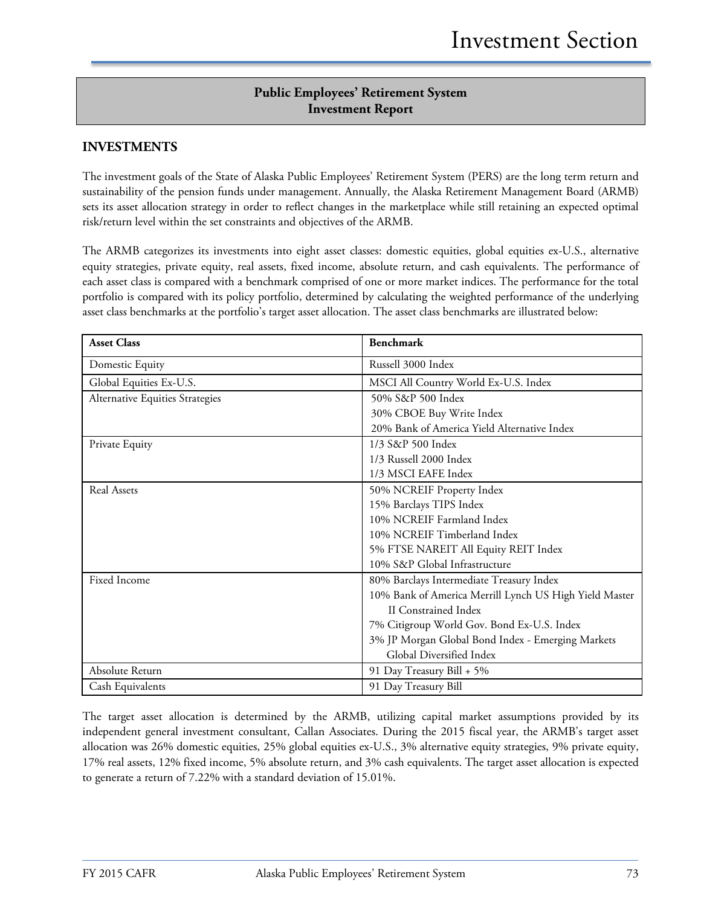## Public Employees' Retirement System
## Investment Report

### INVESTMENTS

The investment goals of the State of Alaska Public Employees' Retirement System (PERS) are the long term return and sustainability of the pension funds under management. Annually, the Alaska Retirement Management Board (ARMB) sets its asset allocation strategy in order to reflect changes in the marketplace while still retaining an expected optimal risk/return level within the set constraints and objectives of the ARMB.

The ARMB categorizes its investments into eight asset classes: domestic equities, global equities ex-U.S., alternative equity strategies, private equity, real assets, fixed income, absolute return, and cash equivalents. The performance of each asset class is compared with a benchmark comprised of one or more market indices. The performance for the total portfolio is compared with its policy portfolio, determined by calculating the weighted performance of the underlying asset class benchmarks at the portfolio's target asset allocation. The asset class benchmarks are illustrated below:

| Asset Class | Benchmark |
|---|---|
| Domestic Equity | Russell 3000 Index |
| Global Equities Ex-U.S. | MSCI All Country World Ex-U.S. Index |
| Alternative Equities Strategies | 50% S&P 500 Index<br>30% CBOE Buy Write Index<br>20% Bank of America Yield Alternative Index |
| Private Equity | 1/3 S&P 500 Index<br>1/3 Russell 2000 Index<br>1/3 MSCI EAFE Index |
| Real Assets | 50% NCREIF Property Index<br>15% Barclays TIPS Index<br>10% NCREIF Farmland Index<br>10% NCREIF Timberland Index<br>5% FTSE NAREIT All Equity REIT Index<br>10% S&P Global Infrastructure |
| Fixed Income | 80% Barclays Intermediate Treasury Index<br>10% Bank of America Merrill Lynch US High Yield Master II Constrained Index<br>7% Citigroup World Gov. Bond Ex-U.S. Index<br>3% JP Morgan Global Bond Index - Emerging Markets Global Diversified Index |
| Absolute Return | 91 Day Treasury Bill + 5% |
| Cash Equivalents | 91 Day Treasury Bill |

The target asset allocation is determined by the ARMB, utilizing capital market assumptions provided by its independent general investment consultant, Callan Associates. During the 2015 fiscal year, the ARMB's target asset allocation was 26% domestic equities, 25% global equities ex-U.S., 3% alternative equity strategies, 9% private equity, 17% real assets, 12% fixed income, 5% absolute return, and 3% cash equivalents. The target asset allocation is expected to generate a return of 7.22% with a standard deviation of 15.01%.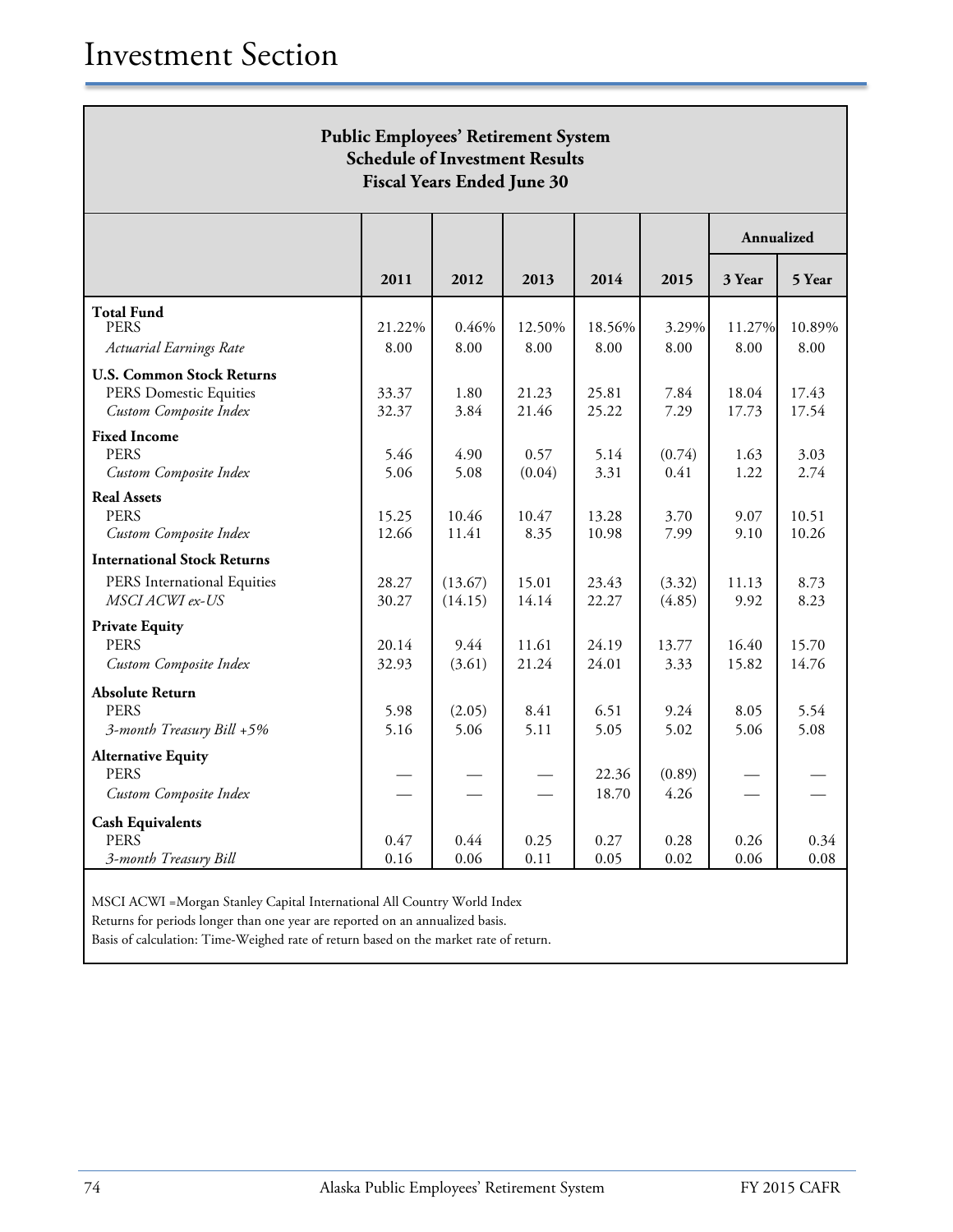# Investment Section

**Public Employees' Retirement System**
**Schedule of Investment Results**
**Fiscal Years Ended June 30**

| | | | | | | Annualized | |
|---|---|---|---|---|---|---|---|
| | **2011** | **2012** | **2013** | **2014** | **2015** | **3 Year** | **5 Year** |
| **Total Fund** | | | | | | | |
| PERS | 21.22% | 0.46% | 12.50% | 18.56% | 3.29% | 11.27% | 10.89% |
| *Actuarial Earnings Rate* | 8.00 | 8.00 | 8.00 | 8.00 | 8.00 | 8.00 | 8.00 |
| **U.S. Common Stock Returns** | | | | | | | |
| PERS Domestic Equities | 33.37 | 1.80 | 21.23 | 25.81 | 7.84 | 18.04 | 17.43 |
| *Custom Composite Index* | 32.37 | 3.84 | 21.46 | 25.22 | 7.29 | 17.73 | 17.54 |
| **Fixed Income** | | | | | | | |
| PERS | 5.46 | 4.90 | 0.57 | 5.14 | (0.74) | 1.63 | 3.03 |
| *Custom Composite Index* | 5.06 | 5.08 | (0.04) | 3.31 | 0.41 | 1.22 | 2.74 |
| **Real Assets** | | | | | | | |
| PERS | 15.25 | 10.46 | 10.47 | 13.28 | 3.70 | 9.07 | 10.51 |
| *Custom Composite Index* | 12.66 | 11.41 | 8.35 | 10.98 | 7.99 | 9.10 | 10.26 |
| **International Stock Returns** | | | | | | | |
| PERS International Equities | 28.27 | (13.67) | 15.01 | 23.43 | (3.32) | 11.13 | 8.73 |
| *MSCI ACWI ex-US* | 30.27 | (14.15) | 14.14 | 22.27 | (4.85) | 9.92 | 8.23 |
| **Private Equity** | | | | | | | |
| PERS | 20.14 | 9.44 | 11.61 | 24.19 | 13.77 | 16.40 | 15.70 |
| *Custom Composite Index* | 32.93 | (3.61) | 21.24 | 24.01 | 3.33 | 15.82 | 14.76 |
| **Absolute Return** | | | | | | | |
| PERS | 5.98 | (2.05) | 8.41 | 6.51 | 9.24 | 8.05 | 5.54 |
| *3-month Treasury Bill +5%* | 5.16 | 5.06 | 5.11 | 5.05 | 5.02 | 5.06 | 5.08 |
| **Alternative Equity** | | | | | | | |
| PERS | — | — | — | 22.36 | (0.89) | — | — |
| *Custom Composite Index* | — | — | — | 18.70 | 4.26 | — | — |
| **Cash Equivalents** | | | | | | | |
| PERS | 0.47 | 0.44 | 0.25 | 0.27 | 0.28 | 0.26 | 0.34 |
| *3-month Treasury Bill* | 0.16 | 0.06 | 0.11 | 0.05 | 0.02 | 0.06 | 0.08 |

MSCI ACWI =Morgan Stanley Capital International All Country World Index
Returns for periods longer than one year are reported on an annualized basis.
Basis of calculation: Time-Weighed rate of return based on the market rate of return.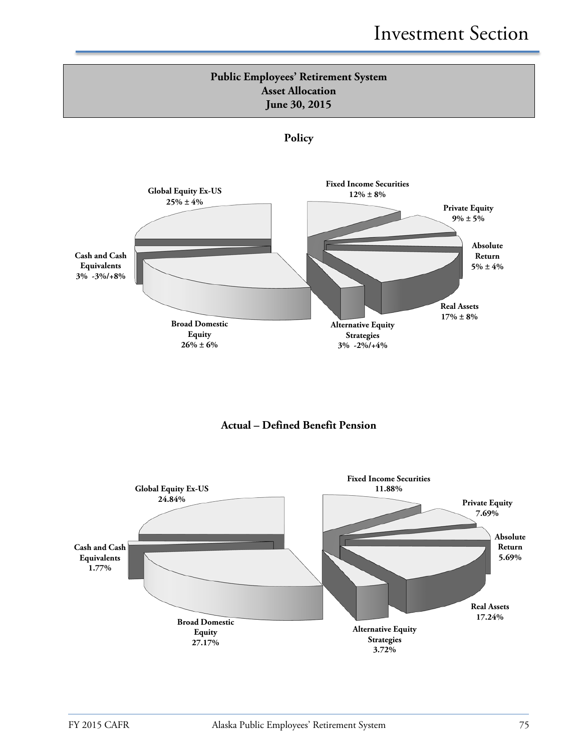## Public Employees' Retirement System
## Asset Allocation
## June 30, 2015

### Policy

Global Equity Ex-US
25% ± 4%

Fixed Income Securities
12% ± 8%

Private Equity
9% ± 5%

Absolute Return
5% ± 4%

Real Assets
17% ± 8%

Alternative Equity Strategies
3% -2%/+4%

Broad Domestic Equity
26% ± 6%

Cash and Cash Equivalents
3% -3%/+8%

### Actual – Defined Benefit Pension

Global Equity Ex-US
24.84%

Fixed Income Securities
11.88%

Private Equity
7.69%

Absolute Return
5.69%

Real Assets
17.24%

Alternative Equity Strategies
3.72%

Broad Domestic Equity
27.17%

Cash and Cash Equivalents
1.77%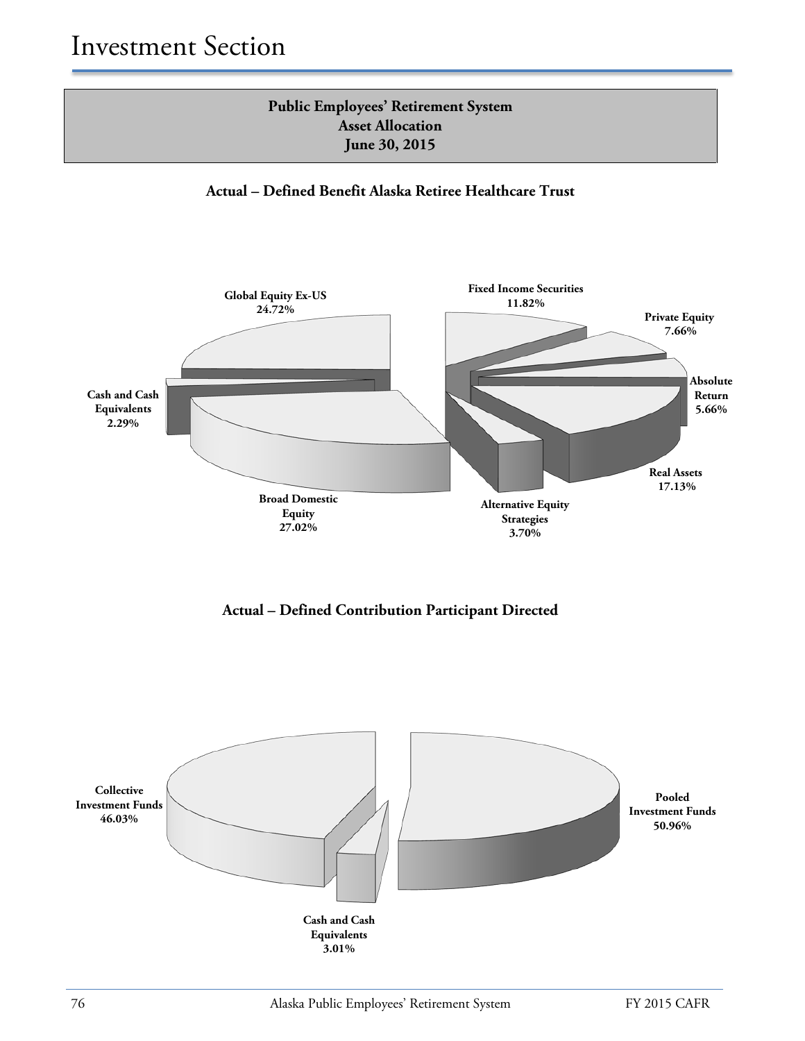## Public Employees' Retirement System
## Asset Allocation
## June 30, 2015

### Actual – Defined Benefit Alaska Retiree Healthcare Trust

Global Equity Ex-US 24.72%

Fixed Income Securities 11.82%

Private Equity 7.66%

Absolute Return 5.66%

Real Assets 17.13%

Alternative Equity Strategies 3.70%

Broad Domestic Equity 27.02%

Cash and Cash Equivalents 2.29%

### Actual – Defined Contribution Participant Directed

Collective Investment Funds 46.03%

Pooled Investment Funds 50.96%

Cash and Cash Equivalents 3.01%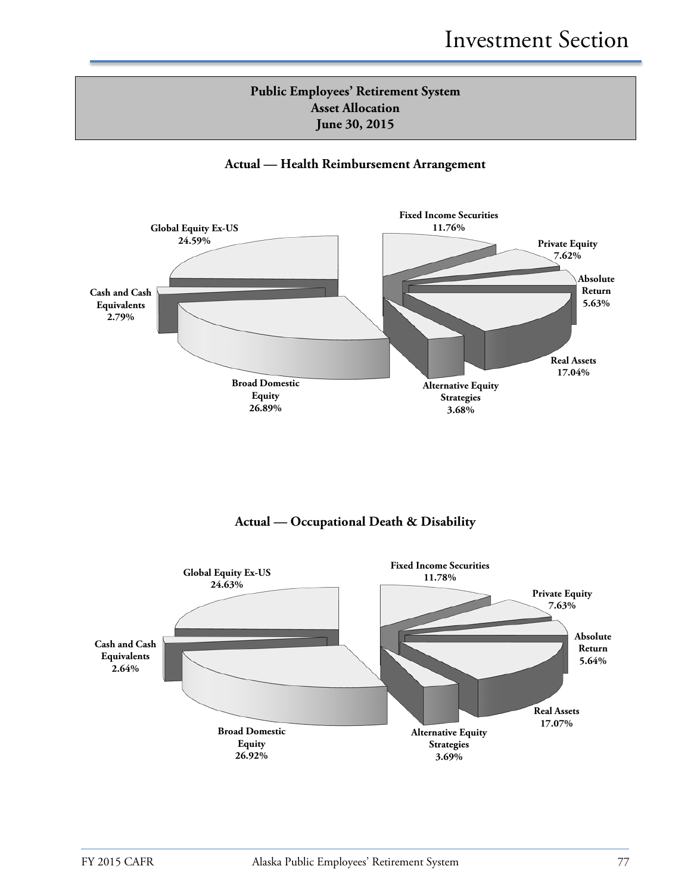## Public Employees' Retirement System
## Asset Allocation
## June 30, 2015

### Actual — Health Reimbursement Arrangement

Global Equity Ex-US 24.59%

Fixed Income Securities 11.76%

Private Equity 7.62%

Absolute Return 5.63%

Cash and Cash Equivalents 2.79%

Real Assets 17.04%

Broad Domestic Equity 26.89%

Alternative Equity Strategies 3.68%

### Actual — Occupational Death & Disability

Global Equity Ex-US 24.63%

Fixed Income Securities 11.78%

Private Equity 7.63%

Absolute Return 5.64%

Cash and Cash Equivalents 2.64%

Real Assets 17.07%

Broad Domestic Equity 26.92%

Alternative Equity Strategies 3.69%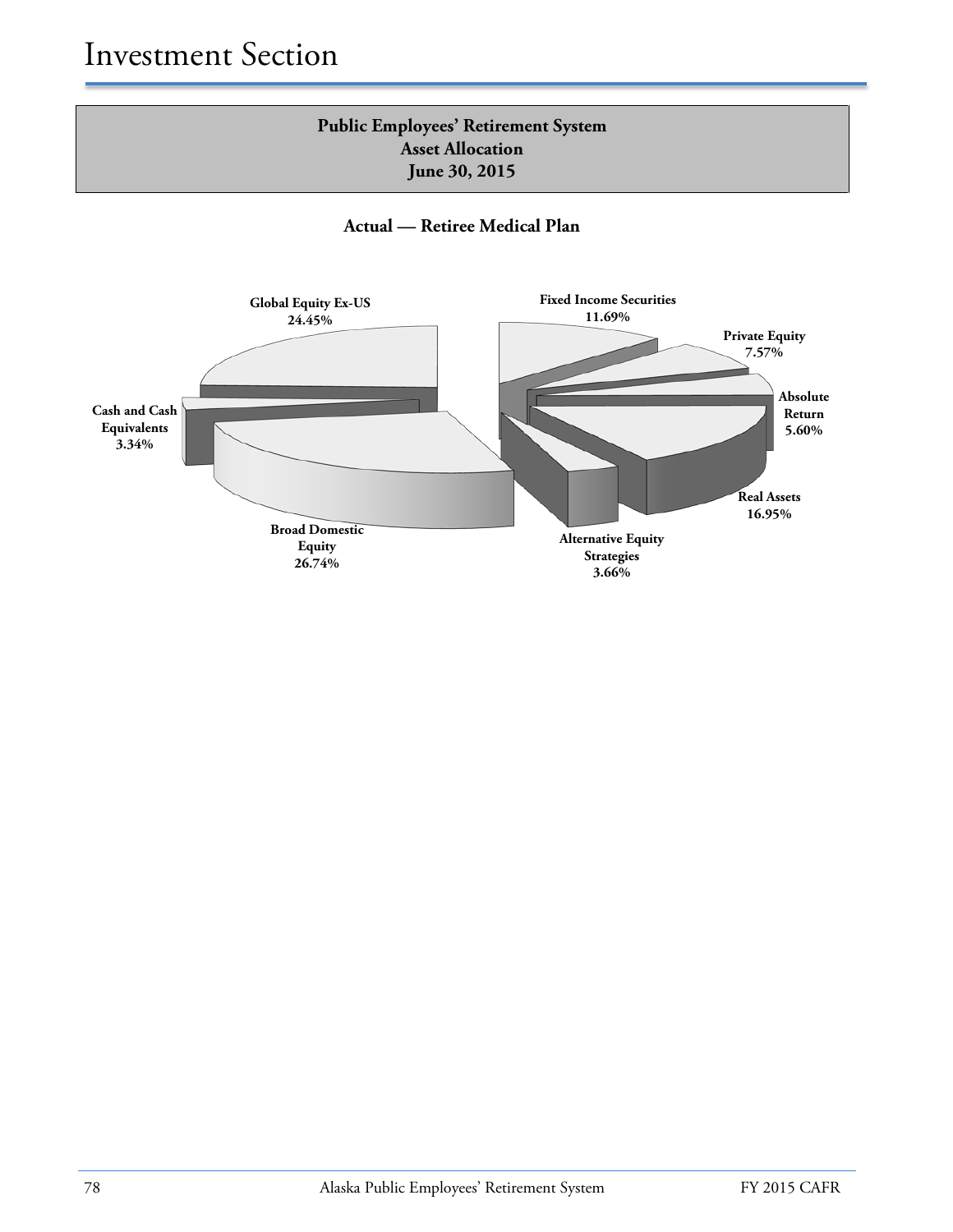## Public Employees' Retirement System
## Asset Allocation
## June 30, 2015

### Actual — Retiree Medical Plan

Global Equity Ex-US 24.45%

Fixed Income Securities 11.69%

Private Equity 7.57%

Absolute Return 5.60%

Real Assets 16.95%

Alternative Equity Strategies 3.66%

Broad Domestic Equity 26.74%

Cash and Cash Equivalents 3.34%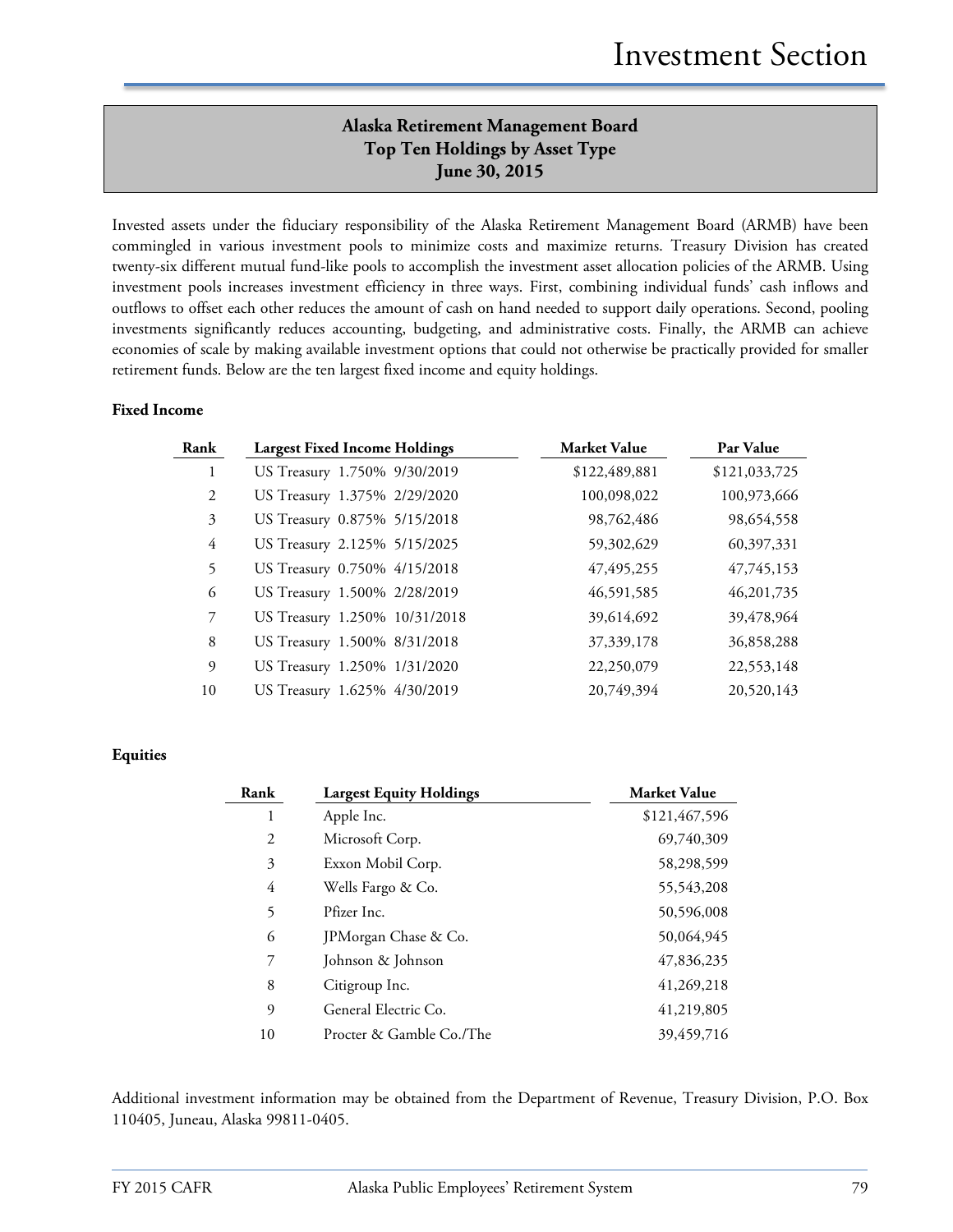## Alaska Retirement Management Board
## Top Ten Holdings by Asset Type
## June 30, 2015

Invested assets under the fiduciary responsibility of the Alaska Retirement Management Board (ARMB) have been commingled in various investment pools to minimize costs and maximize returns. Treasury Division has created twenty-six different mutual fund-like pools to accomplish the investment asset allocation policies of the ARMB. Using investment pools increases investment efficiency in three ways. First, combining individual funds' cash inflows and outflows to offset each other reduces the amount of cash on hand needed to support daily operations. Second, pooling investments significantly reduces accounting, budgeting, and administrative costs. Finally, the ARMB can achieve economies of scale by making available investment options that could not otherwise be practically provided for smaller retirement funds. Below are the ten largest fixed income and equity holdings.

**Fixed Income**

| Rank | Largest Fixed Income Holdings | Market Value | Par Value |
|---|---|---|---|
| 1 | US Treasury 1.750% 9/30/2019 | $122,489,881 | $121,033,725 |
| 2 | US Treasury 1.375% 2/29/2020 | 100,098,022 | 100,973,666 |
| 3 | US Treasury 0.875% 5/15/2018 | 98,762,486 | 98,654,558 |
| 4 | US Treasury 2.125% 5/15/2025 | 59,302,629 | 60,397,331 |
| 5 | US Treasury 0.750% 4/15/2018 | 47,495,255 | 47,745,153 |
| 6 | US Treasury 1.500% 2/28/2019 | 46,591,585 | 46,201,735 |
| 7 | US Treasury 1.250% 10/31/2018 | 39,614,692 | 39,478,964 |
| 8 | US Treasury 1.500% 8/31/2018 | 37,339,178 | 36,858,288 |
| 9 | US Treasury 1.250% 1/31/2020 | 22,250,079 | 22,553,148 |
| 10 | US Treasury 1.625% 4/30/2019 | 20,749,394 | 20,520,143 |

**Equities**

| Rank | Largest Equity Holdings | Market Value |
|---|---|---|
| 1 | Apple Inc. | $121,467,596 |
| 2 | Microsoft Corp. | 69,740,309 |
| 3 | Exxon Mobil Corp. | 58,298,599 |
| 4 | Wells Fargo & Co. | 55,543,208 |
| 5 | Pfizer Inc. | 50,596,008 |
| 6 | JPMorgan Chase & Co. | 50,064,945 |
| 7 | Johnson & Johnson | 47,836,235 |
| 8 | Citigroup Inc. | 41,269,218 |
| 9 | General Electric Co. | 41,219,805 |
| 10 | Procter & Gamble Co./The | 39,459,716 |

Additional investment information may be obtained from the Department of Revenue, Treasury Division, P.O. Box 110405, Juneau, Alaska 99811-0405.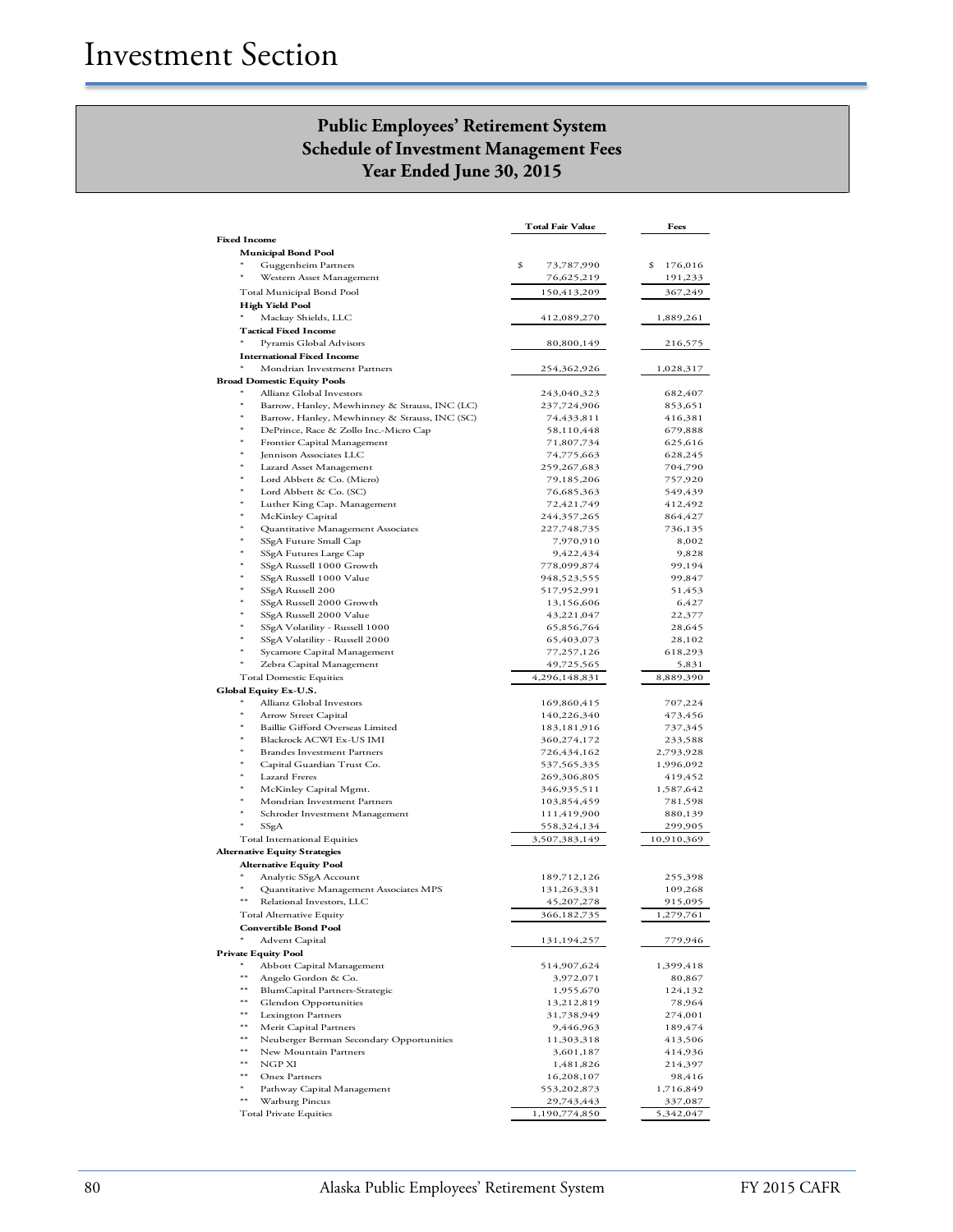# Investment Section

## Public Employees' Retirement System
## Schedule of Investment Management Fees
## Year Ended June 30, 2015

| | Total Fair Value | Fees |
|---|---|---|
| **Fixed Income** | | |
| **Municipal Bond Pool** | | |
| * Guggenheim Partners | $ 73,787,990 | $ 176,016 |
| * Western Asset Management | 76,625,219 | 191,233 |
| Total Municipal Bond Pool | 150,413,209 | 367,249 |
| **High Yield Pool** | | |
| * Mackay Shields, LLC | 412,089,270 | 1,889,261 |
| **Tactical Fixed Income** | | |
| * Pyramis Global Advisors | 80,800,149 | 216,575 |
| **International Fixed Income** | | |
| * Mondrian Investment Partners | 254,362,926 | 1,028,317 |
| **Broad Domestic Equity Pools** | | |
| * Allianz Global Investors | 243,040,323 | 682,407 |
| * Barrow, Hanley, Mewhinney & Strauss, INC (LC) | 237,724,906 | 853,651 |
| * Barrow, Hanley, Mewhinney & Strauss, INC (SC) | 74,433,811 | 416,381 |
| * DePrince, Race & Zollo Inc.-Micro Cap | 58,110,448 | 679,888 |
| * Frontier Capital Management | 71,807,734 | 625,616 |
| * Jennison Associates LLC | 74,775,663 | 628,245 |
| * Lazard Asset Management | 259,267,683 | 704,790 |
| * Lord Abbett & Co. (Micro) | 79,185,206 | 757,920 |
| * Lord Abbett & Co. (SC) | 76,685,363 | 549,439 |
| * Luther King Cap. Management | 72,421,749 | 412,492 |
| * McKinley Capital | 244,357,265 | 864,427 |
| * Quantitative Management Associates | 227,748,735 | 736,135 |
| * SSgA Future Small Cap | 7,970,910 | 8,002 |
| * SSgA Futures Large Cap | 9,422,434 | 9,828 |
| * SSgA Russell 1000 Growth | 778,099,874 | 99,194 |
| * SSgA Russell 1000 Value | 948,523,555 | 99,847 |
| * SSgA Russell 200 | 517,952,991 | 51,453 |
| * SSgA Russell 2000 Growth | 13,156,606 | 6,427 |
| * SSgA Russell 2000 Value | 43,221,047 | 22,377 |
| * SSgA Volatility - Russell 1000 | 65,856,764 | 28,645 |
| * SSgA Volatility - Russell 2000 | 65,403,073 | 28,102 |
| * Sycamore Capital Management | 77,257,126 | 618,293 |
| * Zebra Capital Management | 49,725,565 | 5,831 |
| Total Domestic Equities | 4,296,148,831 | 8,889,390 |
| **Global Equity Ex-U.S.** | | |
| * Allianz Global Investors | 169,860,415 | 707,224 |
| * Arrow Street Capital | 140,226,340 | 473,456 |
| * Baillie Gifford Overseas Limited | 183,181,916 | 737,345 |
| * Blackrock ACWI Ex-US IMI | 360,274,172 | 233,588 |
| * Brandes Investment Partners | 726,434,162 | 2,793,928 |
| * Capital Guardian Trust Co. | 537,565,335 | 1,996,092 |
| * Lazard Freres | 269,306,805 | 419,452 |
| * McKinley Capital Mgmt. | 346,935,511 | 1,587,642 |
| * Mondrian Investment Partners | 103,854,459 | 781,598 |
| * Schroder Investment Management | 111,419,900 | 880,139 |
| * SSgA | 558,324,134 | 299,905 |
| Total International Equities | 3,507,383,149 | 10,910,369 |
| **Alternative Equity Strategies** | | |
| **Alternative Equity Pool** | | |
| * Analytic SSgA Account | 189,712,126 | 255,398 |
| * Quantitative Management Associates MPS | 131,263,331 | 109,268 |
| ** Relational Investors, LLC | 45,207,278 | 915,095 |
| Total Alternative Equity | 366,182,735 | 1,279,761 |
| **Convertible Bond Pool** | | |
| * Advent Capital | 131,194,257 | 779,946 |
| **Private Equity Pool** | | |
| * Abbott Capital Management | 514,907,624 | 1,399,418 |
| ** Angelo Gordon & Co. | 3,972,071 | 80,867 |
| ** BlumCapital Partners-Strategic | 1,955,670 | 124,132 |
| ** Glendon Opportunities | 13,212,819 | 78,964 |
| ** Lexington Partners | 31,738,949 | 274,001 |
| ** Merit Capital Partners | 9,446,963 | 189,474 |
| ** Neuberger Berman Secondary Opportunities | 11,303,318 | 413,506 |
| ** New Mountain Partners | 3,601,187 | 414,936 |
| ** NGP XI | 1,481,826 | 214,397 |
| ** Onex Partners | 16,208,107 | 98,416 |
| * Pathway Capital Management | 553,202,873 | 1,716,849 |
| ** Warburg Pincus | 29,743,443 | 337,087 |
| Total Private Equities | 1,190,774,850 | 5,342,047 |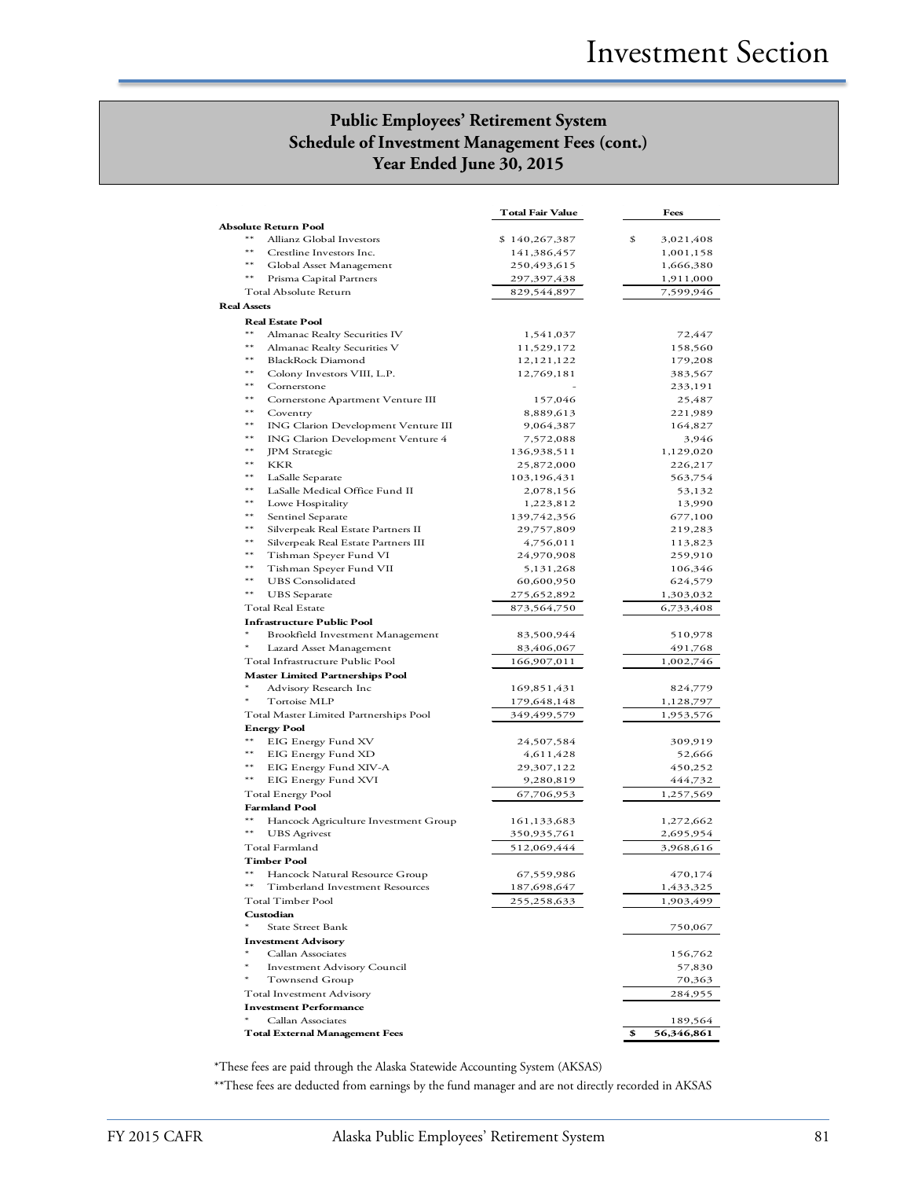## Public Employees' Retirement System
## Schedule of Investment Management Fees (cont.)
## Year Ended June 30, 2015

| | | Total Fair Value | Fees |
|---|---|---|---|
| **Absolute Return Pool** | | | |
| ** | Allianz Global Investors | $ 140,267,387 | $ 3,021,408 |
| ** | Crestline Investors Inc. | 141,386,457 | 1,001,158 |
| ** | Global Asset Management | 250,493,615 | 1,666,380 |
| ** | Prisma Capital Partners | 297,397,438 | 1,911,000 |
| | Total Absolute Return | 829,544,897 | 7,599,946 |
| **Real Assets** | | | |
| | **Real Estate Pool** | | |
| ** | Almanac Realty Securities IV | 1,541,037 | 72,447 |
| ** | Almanac Realty Securities V | 11,529,172 | 158,560 |
| ** | BlackRock Diamond | 12,121,122 | 179,208 |
| ** | Colony Investors VIII, L.P. | 12,769,181 | 383,567 |
| ** | Cornerstone | - | 233,191 |
| ** | Cornerstone Apartment Venture III | 157,046 | 25,487 |
| ** | Coventry | 8,889,613 | 221,989 |
| ** | ING Clarion Development Venture III | 9,064,387 | 164,827 |
| ** | ING Clarion Development Venture 4 | 7,572,088 | 3,946 |
| ** | JPM Strategic | 136,938,511 | 1,129,020 |
| ** | KKR | 25,872,000 | 226,217 |
| ** | LaSalle Separate | 103,196,431 | 563,754 |
| ** | LaSalle Medical Office Fund II | 2,078,156 | 53,132 |
| ** | Lowe Hospitality | 1,223,812 | 13,990 |
| ** | Sentinel Separate | 139,742,356 | 677,100 |
| ** | Silverpeak Real Estate Partners II | 29,757,809 | 219,283 |
| ** | Silverpeak Real Estate Partners III | 4,756,011 | 113,823 |
| ** | Tishman Speyer Fund VI | 24,970,908 | 259,910 |
| ** | Tishman Speyer Fund VII | 5,131,268 | 106,346 |
| ** | UBS Consolidated | 60,600,950 | 624,579 |
| ** | UBS Separate | 275,652,892 | 1,303,032 |
| | Total Real Estate | 873,564,750 | 6,733,408 |
| | **Infrastructure Public Pool** | | |
| * | Brookfield Investment Management | 83,500,944 | 510,978 |
| * | Lazard Asset Management | 83,406,067 | 491,768 |
| | Total Infrastructure Public Pool | 166,907,011 | 1,002,746 |
| | **Master Limited Partnerships Pool** | | |
| * | Advisory Research Inc | 169,851,431 | 824,779 |
| * | Tortoise MLP | 179,648,148 | 1,128,797 |
| | Total Master Limited Partnerships Pool | 349,499,579 | 1,953,576 |
| | **Energy Pool** | | |
| ** | EIG Energy Fund XV | 24,507,584 | 309,919 |
| ** | EIG Energy Fund XD | 4,611,428 | 52,666 |
| ** | EIG Energy Fund XIV-A | 29,307,122 | 450,252 |
| ** | EIG Energy Fund XVI | 9,280,819 | 444,732 |
| | Total Energy Pool | 67,706,953 | 1,257,569 |
| | **Farmland Pool** | | |
| ** | Hancock Agriculture Investment Group | 161,133,683 | 1,272,662 |
| ** | UBS Agrivest | 350,935,761 | 2,695,954 |
| | Total Farmland | 512,069,444 | 3,968,616 |
| | **Timber Pool** | | |
| ** | Hancock Natural Resource Group | 67,559,986 | 470,174 |
| ** | Timberland Investment Resources | 187,698,647 | 1,433,325 |
| | Total Timber Pool | 255,258,633 | 1,903,499 |
| | **Custodian** | | |
| * | State Street Bank | | 750,067 |
| | **Investment Advisory** | | |
| * | Callan Associates | | 156,762 |
| * | Investment Advisory Council | | 57,830 |
| * | Townsend Group | | 70,363 |
| | Total Investment Advisory | | 284,955 |
| | **Investment Performance** | | |
| * | Callan Associates | | 189,564 |
| | **Total External Management Fees** | | **$ 56,346,861** |

*These fees are paid through the Alaska Statewide Accounting System (AKSAS)

**These fees are deducted from earnings by the fund manager and are not directly recorded in AKSAS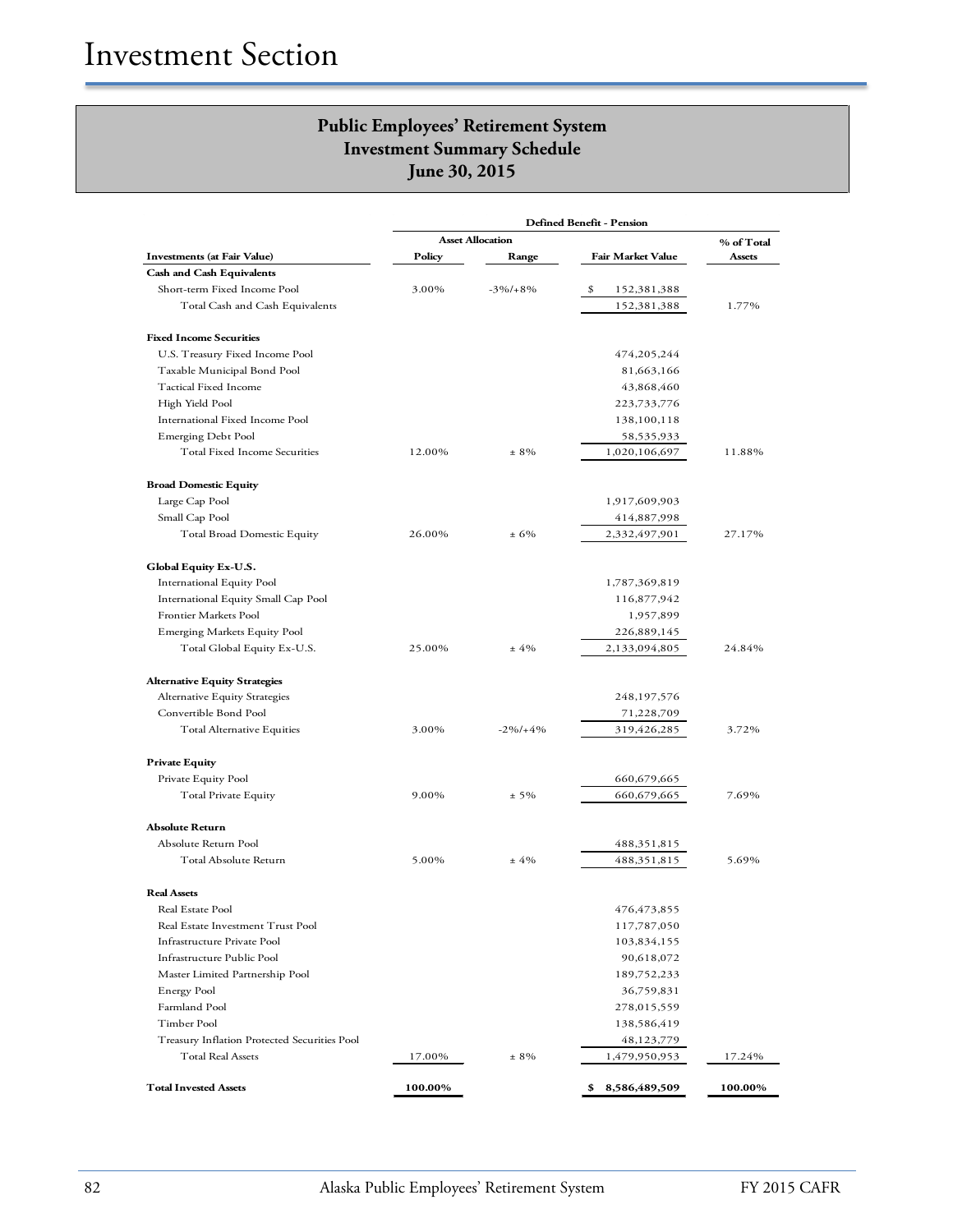# Investment Section

## Public Employees' Retirement System
## Investment Summary Schedule
## June 30, 2015

| | Defined Benefit - Pension | | | |
|---|---|---|---|---|
| | Asset Allocation | | | % of Total |
| **Investments (at Fair Value)** | **Policy** | **Range** | **Fair Market Value** | **Assets** |
| **Cash and Cash Equivalents** | | | | |
| Short-term Fixed Income Pool | 3.00% | -3%/+8% | $ 152,381,388 | |
| Total Cash and Cash Equivalents | | | 152,381,388 | 1.77% |
| **Fixed Income Securities** | | | | |
| U.S. Treasury Fixed Income Pool | | | 474,205,244 | |
| Taxable Municipal Bond Pool | | | 81,663,166 | |
| Tactical Fixed Income | | | 43,868,460 | |
| High Yield Pool | | | 223,733,776 | |
| International Fixed Income Pool | | | 138,100,118 | |
| Emerging Debt Pool | | | 58,535,933 | |
| Total Fixed Income Securities | 12.00% | ± 8% | 1,020,106,697 | 11.88% |
| **Broad Domestic Equity** | | | | |
| Large Cap Pool | | | 1,917,609,903 | |
| Small Cap Pool | | | 414,887,998 | |
| Total Broad Domestic Equity | 26.00% | ± 6% | 2,332,497,901 | 27.17% |
| **Global Equity Ex-U.S.** | | | | |
| International Equity Pool | | | 1,787,369,819 | |
| International Equity Small Cap Pool | | | 116,877,942 | |
| Frontier Markets Pool | | | 1,957,899 | |
| Emerging Markets Equity Pool | | | 226,889,145 | |
| Total Global Equity Ex-U.S. | 25.00% | ± 4% | 2,133,094,805 | 24.84% |
| **Alternative Equity Strategies** | | | | |
| Alternative Equity Strategies | | | 248,197,576 | |
| Convertible Bond Pool | | | 71,228,709 | |
| Total Alternative Equities | 3.00% | -2%/+4% | 319,426,285 | 3.72% |
| **Private Equity** | | | | |
| Private Equity Pool | | | 660,679,665 | |
| Total Private Equity | 9.00% | ± 5% | 660,679,665 | 7.69% |
| **Absolute Return** | | | | |
| Absolute Return Pool | | | 488,351,815 | |
| Total Absolute Return | 5.00% | ± 4% | 488,351,815 | 5.69% |
| **Real Assets** | | | | |
| Real Estate Pool | | | 476,473,855 | |
| Real Estate Investment Trust Pool | | | 117,787,050 | |
| Infrastructure Private Pool | | | 103,834,155 | |
| Infrastructure Public Pool | | | 90,618,072 | |
| Master Limited Partnership Pool | | | 189,752,233 | |
| Energy Pool | | | 36,759,831 | |
| Farmland Pool | | | 278,015,559 | |
| Timber Pool | | | 138,586,419 | |
| Treasury Inflation Protected Securities Pool | | | 48,123,779 | |
| Total Real Assets | 17.00% | ± 8% | 1,479,950,953 | 17.24% |
| **Total Invested Assets** | **100.00%** | | **$ 8,586,489,509** | **100.00%** |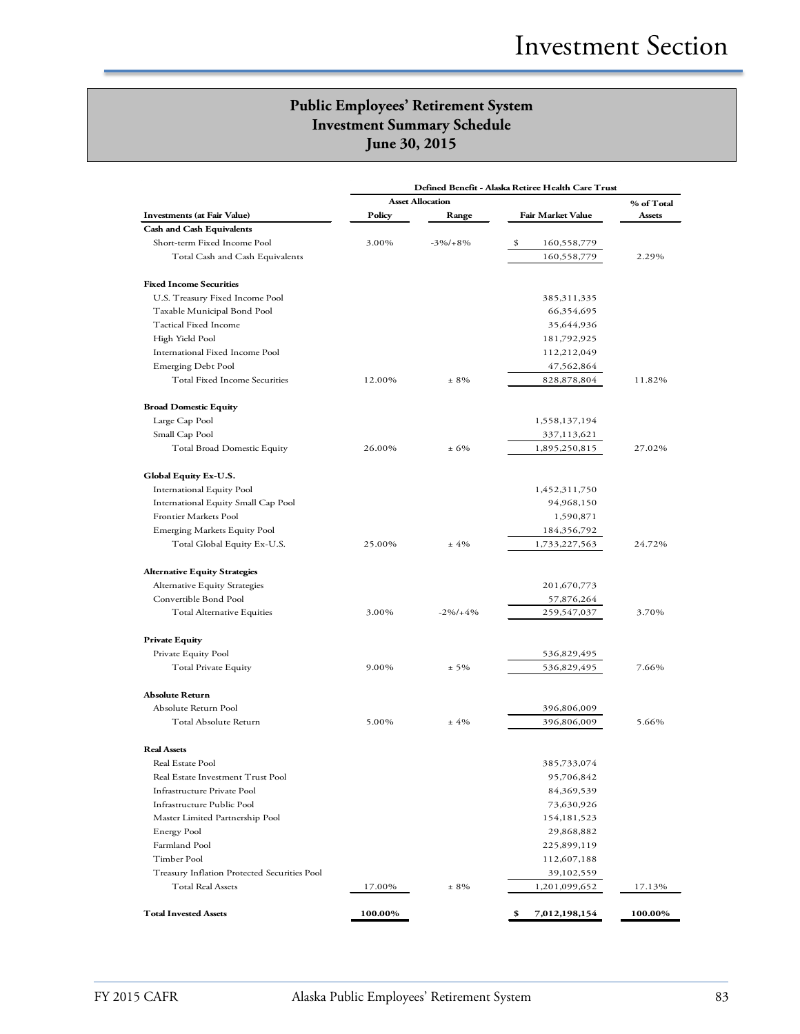# Public Employees' Retirement System
## Investment Summary Schedule
## June 30, 2015

| Investments (at Fair Value) | Defined Benefit - Alaska Retiree Health Care Trust | | | |
|---|---|---|---|---|
| | Asset Allocation | | | |
| | Policy | Range | Fair Market Value | % of Total Assets |
| **Cash and Cash Equivalents** | | | | |
| Short-term Fixed Income Pool | 3.00% | -3%/+8% | $ 160,558,779 | |
| Total Cash and Cash Equivalents | | | 160,558,779 | 2.29% |
| **Fixed Income Securities** | | | | |
| U.S. Treasury Fixed Income Pool | | | 385,311,335 | |
| Taxable Municipal Bond Pool | | | 66,354,695 | |
| Tactical Fixed Income | | | 35,644,936 | |
| High Yield Pool | | | 181,792,925 | |
| International Fixed Income Pool | | | 112,212,049 | |
| Emerging Debt Pool | | | 47,562,864 | |
| Total Fixed Income Securities | 12.00% | ± 8% | 828,878,804 | 11.82% |
| **Broad Domestic Equity** | | | | |
| Large Cap Pool | | | 1,558,137,194 | |
| Small Cap Pool | | | 337,113,621 | |
| Total Broad Domestic Equity | 26.00% | ± 6% | 1,895,250,815 | 27.02% |
| **Global Equity Ex-U.S.** | | | | |
| International Equity Pool | | | 1,452,311,750 | |
| International Equity Small Cap Pool | | | 94,968,150 | |
| Frontier Markets Pool | | | 1,590,871 | |
| Emerging Markets Equity Pool | | | 184,356,792 | |
| Total Global Equity Ex-U.S. | 25.00% | ± 4% | 1,733,227,563 | 24.72% |
| **Alternative Equity Strategies** | | | | |
| Alternative Equity Strategies | | | 201,670,773 | |
| Convertible Bond Pool | | | 57,876,264 | |
| Total Alternative Equities | 3.00% | -2%/+4% | 259,547,037 | 3.70% |
| **Private Equity** | | | | |
| Private Equity Pool | | | 536,829,495 | |
| Total Private Equity | 9.00% | ± 5% | 536,829,495 | 7.66% |
| **Absolute Return** | | | | |
| Absolute Return Pool | | | 396,806,009 | |
| Total Absolute Return | 5.00% | ± 4% | 396,806,009 | 5.66% |
| **Real Assets** | | | | |
| Real Estate Pool | | | 385,733,074 | |
| Real Estate Investment Trust Pool | | | 95,706,842 | |
| Infrastructure Private Pool | | | 84,369,539 | |
| Infrastructure Public Pool | | | 73,630,926 | |
| Master Limited Partnership Pool | | | 154,181,523 | |
| Energy Pool | | | 29,868,882 | |
| Farmland Pool | | | 225,899,119 | |
| Timber Pool | | | 112,607,188 | |
| Treasury Inflation Protected Securities Pool | | | 39,102,559 | |
| Total Real Assets | 17.00% | ± 8% | 1,201,099,652 | 17.13% |
| **Total Invested Assets** | **100.00%** | | **$ 7,012,198,154** | **100.00%** |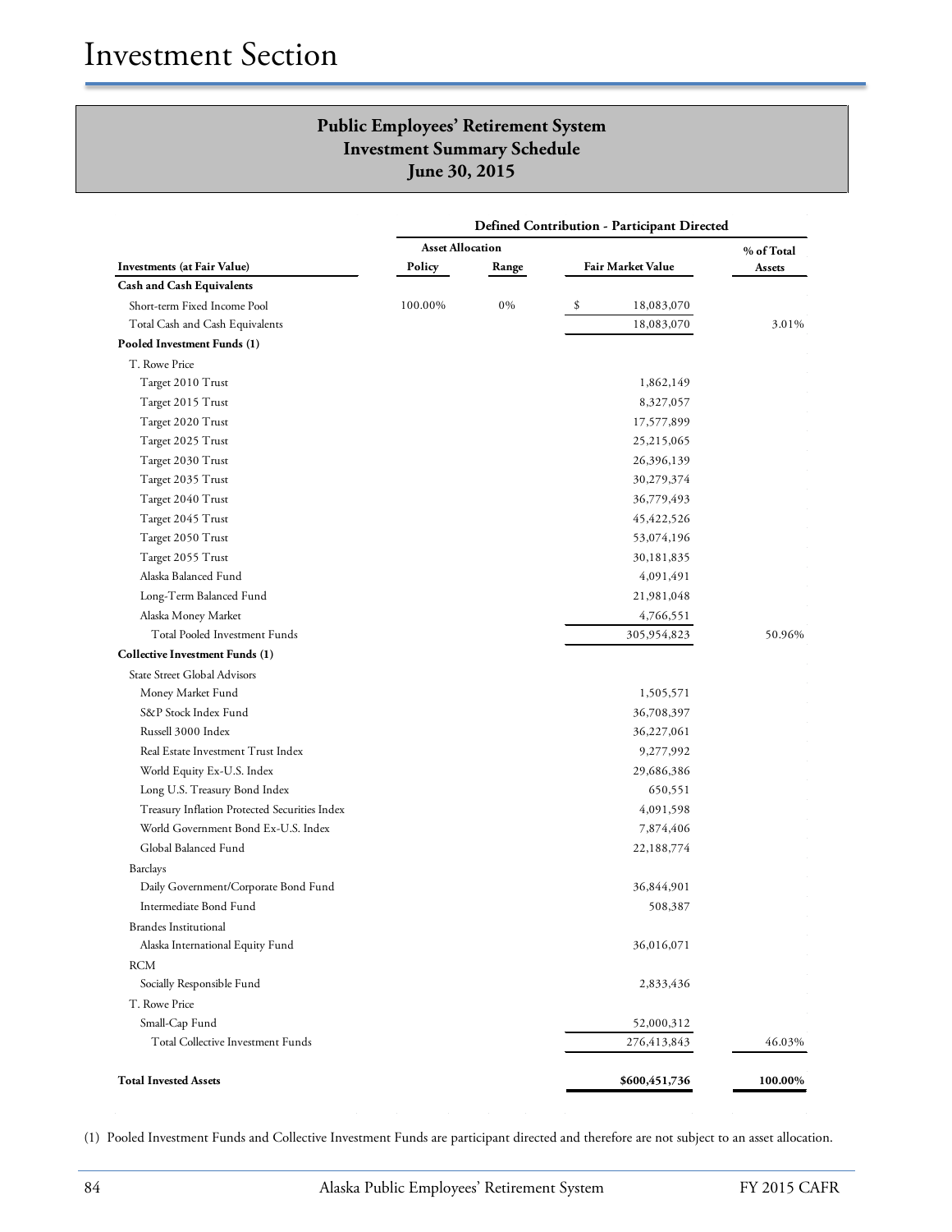# Investment Section

## Public Employees' Retirement System
## Investment Summary Schedule
## June 30, 2015

| Investments (at Fair Value) | Defined Contribution - Participant Directed | | | |
|---|---|---|---|---|
| | Asset Allocation | | | |
| | Policy | Range | Fair Market Value | % of Total Assets |
| **Cash and Cash Equivalents** | | | | |
| Short-term Fixed Income Pool | 100.00% | 0% | $ 18,083,070 | |
| Total Cash and Cash Equivalents | | | 18,083,070 | 3.01% |
| **Pooled Investment Funds (1)** | | | | |
| T. Rowe Price | | | | |
| Target 2010 Trust | | | 1,862,149 | |
| Target 2015 Trust | | | 8,327,057 | |
| Target 2020 Trust | | | 17,577,899 | |
| Target 2025 Trust | | | 25,215,065 | |
| Target 2030 Trust | | | 26,396,139 | |
| Target 2035 Trust | | | 30,279,374 | |
| Target 2040 Trust | | | 36,779,493 | |
| Target 2045 Trust | | | 45,422,526 | |
| Target 2050 Trust | | | 53,074,196 | |
| Target 2055 Trust | | | 30,181,835 | |
| Alaska Balanced Fund | | | 4,091,491 | |
| Long-Term Balanced Fund | | | 21,981,048 | |
| Alaska Money Market | | | 4,766,551 | |
| Total Pooled Investment Funds | | | 305,954,823 | 50.96% |
| **Collective Investment Funds (1)** | | | | |
| State Street Global Advisors | | | | |
| Money Market Fund | | | 1,505,571 | |
| S&P Stock Index Fund | | | 36,708,397 | |
| Russell 3000 Index | | | 36,227,061 | |
| Real Estate Investment Trust Index | | | 9,277,992 | |
| World Equity Ex-U.S. Index | | | 29,686,386 | |
| Long U.S. Treasury Bond Index | | | 650,551 | |
| Treasury Inflation Protected Securities Index | | | 4,091,598 | |
| World Government Bond Ex-U.S. Index | | | 7,874,406 | |
| Global Balanced Fund | | | 22,188,774 | |
| Barclays | | | | |
| Daily Government/Corporate Bond Fund | | | 36,844,901 | |
| Intermediate Bond Fund | | | 508,387 | |
| Brandes Institutional | | | | |
| Alaska International Equity Fund | | | 36,016,071 | |
| RCM | | | | |
| Socially Responsible Fund | | | 2,833,436 | |
| T. Rowe Price | | | | |
| Small-Cap Fund | | | 52,000,312 | |
| Total Collective Investment Funds | | | 276,413,843 | 46.03% |
| **Total Invested Assets** | | | **$600,451,736** | **100.00%** |

(1) Pooled Investment Funds and Collective Investment Funds are participant directed and therefore are not subject to an asset allocation.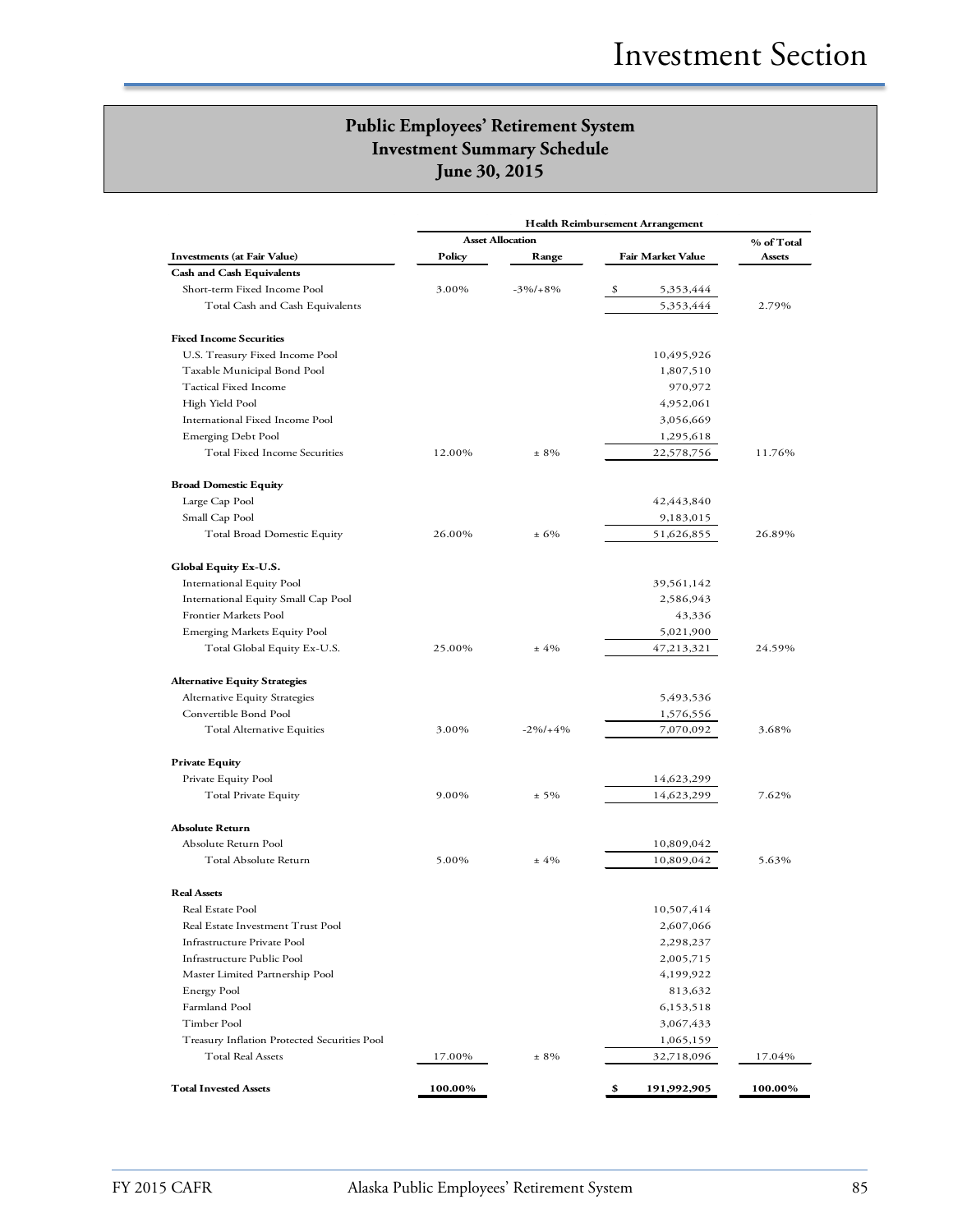## Public Employees' Retirement System
## Investment Summary Schedule
## June 30, 2015

| Investments (at Fair Value) | Health Reimbursement Arrangement | | | |
|---|---|---|---|---|
| | Asset Allocation | | | |
| | Policy | Range | Fair Market Value | % of Total Assets |
| **Cash and Cash Equivalents** | | | | |
| Short-term Fixed Income Pool | 3.00% | -3%/+8% | $ 5,353,444 | |
| Total Cash and Cash Equivalents | | | 5,353,444 | 2.79% |
| **Fixed Income Securities** | | | | |
| U.S. Treasury Fixed Income Pool | | | 10,495,926 | |
| Taxable Municipal Bond Pool | | | 1,807,510 | |
| Tactical Fixed Income | | | 970,972 | |
| High Yield Pool | | | 4,952,061 | |
| International Fixed Income Pool | | | 3,056,669 | |
| Emerging Debt Pool | | | 1,295,618 | |
| Total Fixed Income Securities | 12.00% | ± 8% | 22,578,756 | 11.76% |
| **Broad Domestic Equity** | | | | |
| Large Cap Pool | | | 42,443,840 | |
| Small Cap Pool | | | 9,183,015 | |
| Total Broad Domestic Equity | 26.00% | ± 6% | 51,626,855 | 26.89% |
| **Global Equity Ex-U.S.** | | | | |
| International Equity Pool | | | 39,561,142 | |
| International Equity Small Cap Pool | | | 2,586,943 | |
| Frontier Markets Pool | | | 43,336 | |
| Emerging Markets Equity Pool | | | 5,021,900 | |
| Total Global Equity Ex-U.S. | 25.00% | ± 4% | 47,213,321 | 24.59% |
| **Alternative Equity Strategies** | | | | |
| Alternative Equity Strategies | | | 5,493,536 | |
| Convertible Bond Pool | | | 1,576,556 | |
| Total Alternative Equities | 3.00% | -2%/+4% | 7,070,092 | 3.68% |
| **Private Equity** | | | | |
| Private Equity Pool | | | 14,623,299 | |
| Total Private Equity | 9.00% | ± 5% | 14,623,299 | 7.62% |
| **Absolute Return** | | | | |
| Absolute Return Pool | | | 10,809,042 | |
| Total Absolute Return | 5.00% | ± 4% | 10,809,042 | 5.63% |
| **Real Assets** | | | | |
| Real Estate Pool | | | 10,507,414 | |
| Real Estate Investment Trust Pool | | | 2,607,066 | |
| Infrastructure Private Pool | | | 2,298,237 | |
| Infrastructure Public Pool | | | 2,005,715 | |
| Master Limited Partnership Pool | | | 4,199,922 | |
| Energy Pool | | | 813,632 | |
| Farmland Pool | | | 6,153,518 | |
| Timber Pool | | | 3,067,433 | |
| Treasury Inflation Protected Securities Pool | | | 1,065,159 | |
| Total Real Assets | 17.00% | ± 8% | 32,718,096 | 17.04% |
| **Total Invested Assets** | **100.00%** | | **$ 191,992,905** | **100.00%** |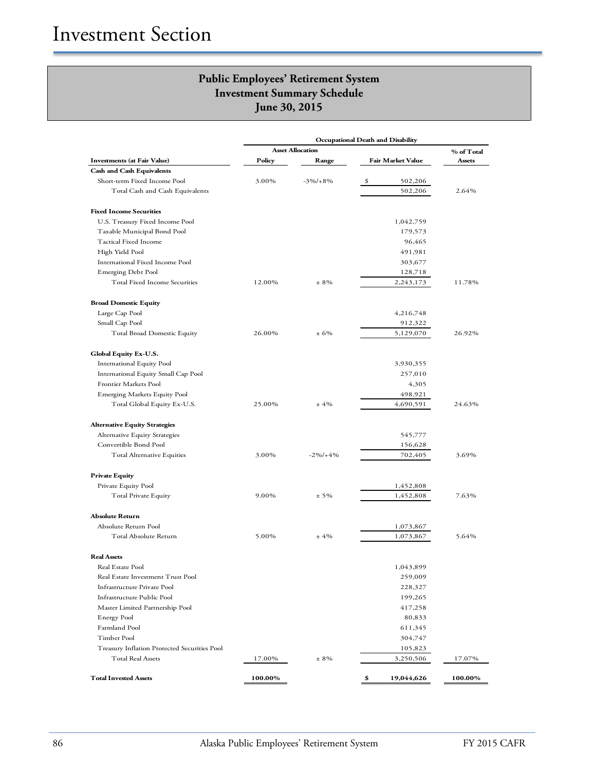# Investment Section

## Public Employees' Retirement System
## Investment Summary Schedule
## June 30, 2015

| | Occupational Death and Disability | | | |
|---|---|---|---|---|
| | Asset Allocation | | | % of Total |
| **Investments (at Fair Value)** | **Policy** | **Range** | **Fair Market Value** | **Assets** |
| **Cash and Cash Equivalents** | | | | |
| Short-term Fixed Income Pool | 3.00% | -3%/+8% | $ 502,206 | |
| Total Cash and Cash Equivalents | | | 502,206 | 2.64% |
| **Fixed Income Securities** | | | | |
| U.S. Treasury Fixed Income Pool | | | 1,042,759 | |
| Taxable Municipal Bond Pool | | | 179,573 | |
| Tactical Fixed Income | | | 96,465 | |
| High Yield Pool | | | 491,981 | |
| International Fixed Income Pool | | | 303,677 | |
| Emerging Debt Pool | | | 128,718 | |
| Total Fixed Income Securities | 12.00% | ± 8% | 2,243,173 | 11.78% |
| **Broad Domestic Equity** | | | | |
| Large Cap Pool | | | 4,216,748 | |
| Small Cap Pool | | | 912,322 | |
| Total Broad Domestic Equity | 26.00% | ± 6% | 5,129,070 | 26.92% |
| **Global Equity Ex-U.S.** | | | | |
| International Equity Pool | | | 3,930,355 | |
| International Equity Small Cap Pool | | | 257,010 | |
| Frontier Markets Pool | | | 4,305 | |
| Emerging Markets Equity Pool | | | 498,921 | |
| Total Global Equity Ex-U.S. | 25.00% | ± 4% | 4,690,591 | 24.63% |
| **Alternative Equity Strategies** | | | | |
| Alternative Equity Strategies | | | 545,777 | |
| Convertible Bond Pool | | | 156,628 | |
| Total Alternative Equities | 3.00% | -2%/+4% | 702,405 | 3.69% |
| **Private Equity** | | | | |
| Private Equity Pool | | | 1,452,808 | |
| Total Private Equity | 9.00% | ± 5% | 1,452,808 | 7.63% |
| **Absolute Return** | | | | |
| Absolute Return Pool | | | 1,073,867 | |
| Total Absolute Return | 5.00% | ± 4% | 1,073,867 | 5.64% |
| **Real Assets** | | | | |
| Real Estate Pool | | | 1,043,899 | |
| Real Estate Investment Trust Pool | | | 259,009 | |
| Infrastructure Private Pool | | | 228,327 | |
| Infrastructure Public Pool | | | 199,265 | |
| Master Limited Partnership Pool | | | 417,258 | |
| Energy Pool | | | 80,833 | |
| Farmland Pool | | | 611,345 | |
| Timber Pool | | | 304,747 | |
| Treasury Inflation Protected Securities Pool | | | 105,823 | |
| Total Real Assets | 17.00% | ± 8% | 3,250,506 | 17.07% |
| **Total Invested Assets** | **100.00%** | | **$ 19,044,626** | **100.00%** |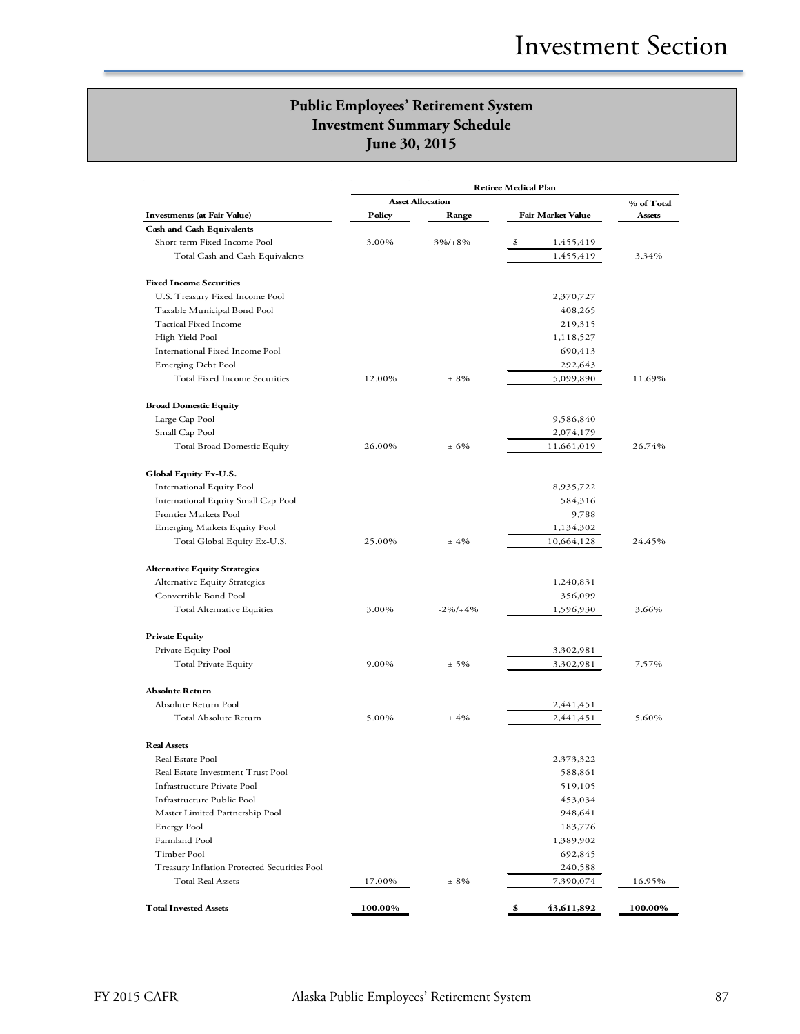## Public Employees' Retirement System
## Investment Summary Schedule
## June 30, 2015

| Investments (at Fair Value) | Retiree Medical Plan | | | % of Total Assets |
|---|---|---|---|---|
| | Asset Allocation | | | |
| | Policy | Range | Fair Market Value | |
| **Cash and Cash Equivalents** | | | | |
| Short-term Fixed Income Pool | 3.00% | -3%/+8% | $ 1,455,419 | |
| Total Cash and Cash Equivalents | | | 1,455,419 | 3.34% |
| **Fixed Income Securities** | | | | |
| U.S. Treasury Fixed Income Pool | | | 2,370,727 | |
| Taxable Municipal Bond Pool | | | 408,265 | |
| Tactical Fixed Income | | | 219,315 | |
| High Yield Pool | | | 1,118,527 | |
| International Fixed Income Pool | | | 690,413 | |
| Emerging Debt Pool | | | 292,643 | |
| Total Fixed Income Securities | 12.00% | ± 8% | 5,099,890 | 11.69% |
| **Broad Domestic Equity** | | | | |
| Large Cap Pool | | | 9,586,840 | |
| Small Cap Pool | | | 2,074,179 | |
| Total Broad Domestic Equity | 26.00% | ± 6% | 11,661,019 | 26.74% |
| **Global Equity Ex-U.S.** | | | | |
| International Equity Pool | | | 8,935,722 | |
| International Equity Small Cap Pool | | | 584,316 | |
| Frontier Markets Pool | | | 9,788 | |
| Emerging Markets Equity Pool | | | 1,134,302 | |
| Total Global Equity Ex-U.S. | 25.00% | ± 4% | 10,664,128 | 24.45% |
| **Alternative Equity Strategies** | | | | |
| Alternative Equity Strategies | | | 1,240,831 | |
| Convertible Bond Pool | | | 356,099 | |
| Total Alternative Equities | 3.00% | -2%/+4% | 1,596,930 | 3.66% |
| **Private Equity** | | | | |
| Private Equity Pool | | | 3,302,981 | |
| Total Private Equity | 9.00% | ± 5% | 3,302,981 | 7.57% |
| **Absolute Return** | | | | |
| Absolute Return Pool | | | 2,441,451 | |
| Total Absolute Return | 5.00% | ± 4% | 2,441,451 | 5.60% |
| **Real Assets** | | | | |
| Real Estate Pool | | | 2,373,322 | |
| Real Estate Investment Trust Pool | | | 588,861 | |
| Infrastructure Private Pool | | | 519,105 | |
| Infrastructure Public Pool | | | 453,034 | |
| Master Limited Partnership Pool | | | 948,641 | |
| Energy Pool | | | 183,776 | |
| Farmland Pool | | | 1,389,902 | |
| Timber Pool | | | 692,845 | |
| Treasury Inflation Protected Securities Pool | | | 240,588 | |
| Total Real Assets | 17.00% | ± 8% | 7,390,074 | 16.95% |
| **Total Invested Assets** | **100.00%** | | **$ 43,611,892** | **100.00%** |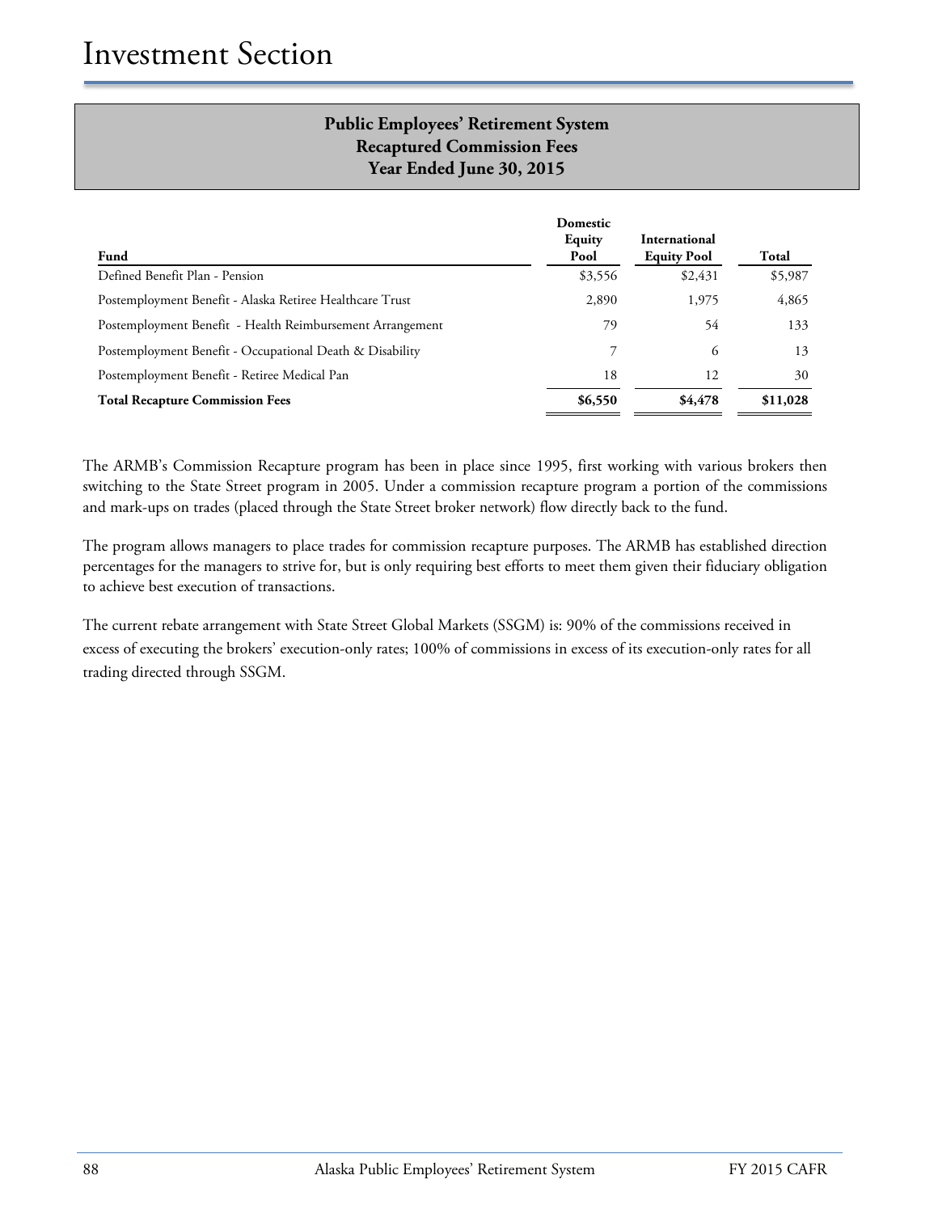# Investment Section

## Public Employees' Retirement System
## Recaptured Commission Fees
## Year Ended June 30, 2015

| Fund | Domestic Equity Pool | International Equity Pool | Total |
|---|---|---|---|
| Defined Benefit Plan - Pension | $3,556 | $2,431 | $5,987 |
| Postemployment Benefit - Alaska Retiree Healthcare Trust | 2,890 | 1,975 | 4,865 |
| Postemployment Benefit - Health Reimbursement Arrangement | 79 | 54 | 133 |
| Postemployment Benefit - Occupational Death & Disability | 7 | 6 | 13 |
| Postemployment Benefit - Retiree Medical Pan | 18 | 12 | 30 |
| **Total Recapture Commission Fees** | **$6,550** | **$4,478** | **$11,028** |

The ARMB's Commission Recapture program has been in place since 1995, first working with various brokers then switching to the State Street program in 2005. Under a commission recapture program a portion of the commissions and mark-ups on trades (placed through the State Street broker network) flow directly back to the fund.

The program allows managers to place trades for commission recapture purposes. The ARMB has established direction percentages for the managers to strive for, but is only requiring best efforts to meet them given their fiduciary obligation to achieve best execution of transactions.

The current rebate arrangement with State Street Global Markets (SSGM) is: 90% of the commissions received in excess of executing the brokers' execution-only rates; 100% of commissions in excess of its execution-only rates for all trading directed through SSGM.